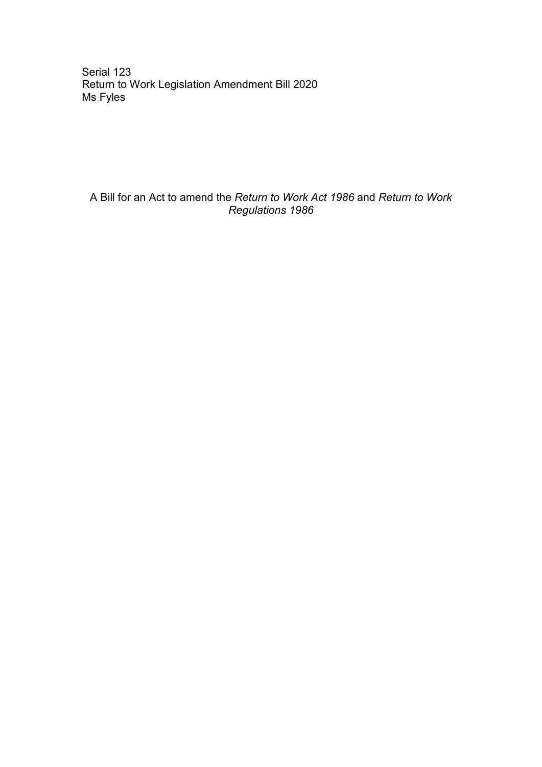Serial 123
Return to Work Legislation Amendment Bill 2020
Ms Fyles

A Bill for an Act to amend the *Return to Work Act 1986* and *Return to Work Regulations 1986*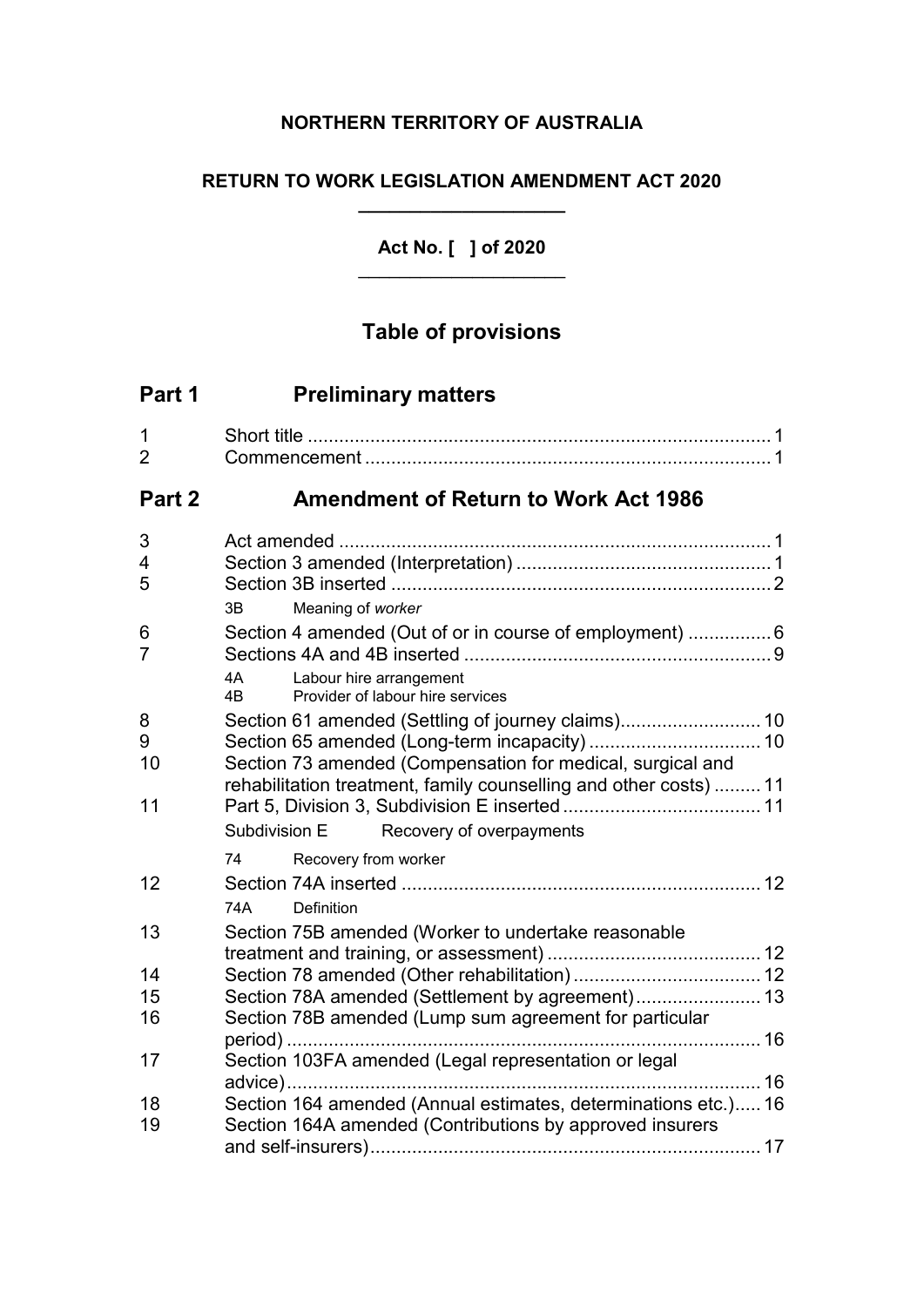**NORTHERN TERRITORY OF AUSTRALIA**

**RETURN TO WORK LEGISLATION AMENDMENT ACT 2020**

**Act No. [ ] of 2020**

## Table of provisions

## Part 1 Preliminary matters

1 Short title ........................................................................................ 1
2 Commencement ............................................................................. 1

## Part 2 Amendment of Return to Work Act 1986

3 Act amended .................................................................................. 1
4 Section 3 amended (Interpretation) ................................................ 1
5 Section 3B inserted ........................................................................ 2

 3B Meaning of *worker*

6 Section 4 amended (Out of or in course of employment) ................ 6
7 Sections 4A and 4B inserted .......................................................... 9

 4A Labour hire arrangement
 4B Provider of labour hire services

8 Section 61 amended (Settling of journey claims)........................... 10
9 Section 65 amended (Long-term incapacity) ................................. 10
10 Section 73 amended (Compensation for medical, surgical and rehabilitation treatment, family counselling and other costs) ......... 11
11 Part 5, Division 3, Subdivision E inserted ...................................... 11

 Subdivision E Recovery of overpayments

 74 Recovery from worker

12 Section 74A inserted ..................................................................... 12

 74A Definition

13 Section 75B amended (Worker to undertake reasonable treatment and training, or assessment) ......................................... 12
14 Section 78 amended (Other rehabilitation) .................................... 12
15 Section 78A amended (Settlement by agreement)........................ 13
16 Section 78B amended (Lump sum agreement for particular period) ........................................................................................... 16
17 Section 103FA amended (Legal representation or legal advice)........................................................................................... 16
18 Section 164 amended (Annual estimates, determinations etc.)..... 16
19 Section 164A amended (Contributions by approved insurers and self-insurers)........................................................................... 17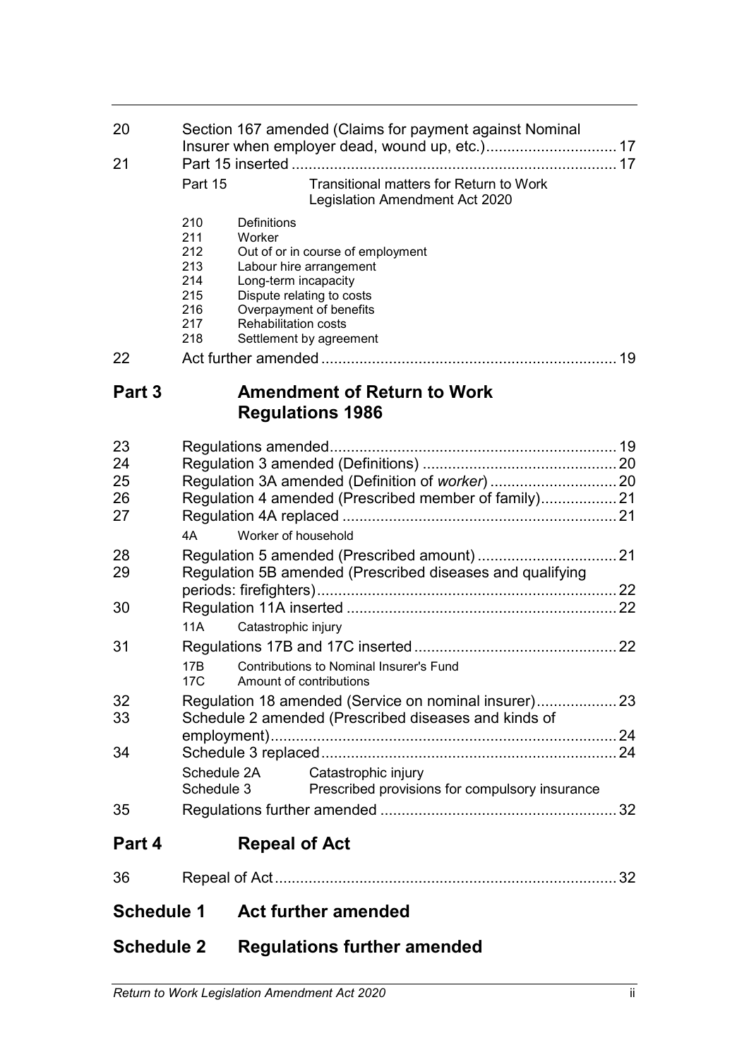| | | |
|---|---|---|
| 20 | Section 167 amended (Claims for payment against Nominal Insurer when employer dead, wound up, etc.) | 17 |
| 21 | Part 15 inserted | 17 |
| | Part 15 Transitional matters for Return to Work Legislation Amendment Act 2020 | |
| | 210 Definitions | |
| | 211 Worker | |
| | 212 Out of or in course of employment | |
| | 213 Labour hire arrangement | |
| | 214 Long-term incapacity | |
| | 215 Dispute relating to costs | |
| | 216 Overpayment of benefits | |
| | 217 Rehabilitation costs | |
| | 218 Settlement by agreement | |
| 22 | Act further amended | 19 |

## Part 3 Amendment of Return to Work Regulations 1986

| | | |
|---|---|---|
| 23 | Regulations amended | 19 |
| 24 | Regulation 3 amended (Definitions) | 20 |
| 25 | Regulation 3A amended (Definition of *worker*) | 20 |
| 26 | Regulation 4 amended (Prescribed member of family) | 21 |
| 27 | Regulation 4A replaced | 21 |
| | 4A Worker of household | |
| 28 | Regulation 5 amended (Prescribed amount) | 21 |
| 29 | Regulation 5B amended (Prescribed diseases and qualifying periods: firefighters) | 22 |
| 30 | Regulation 11A inserted | 22 |
| | 11A Catastrophic injury | |
| 31 | Regulations 17B and 17C inserted | 22 |
| | 17B Contributions to Nominal Insurer's Fund | |
| | 17C Amount of contributions | |
| 32 | Regulation 18 amended (Service on nominal insurer) | 23 |
| 33 | Schedule 2 amended (Prescribed diseases and kinds of employment) | 24 |
| 34 | Schedule 3 replaced | 24 |
| | Schedule 2A Catastrophic injury | |
| | Schedule 3 Prescribed provisions for compulsory insurance | |
| 35 | Regulations further amended | 32 |

## Part 4 Repeal of Act

| | | |
|---|---|---|
| 36 | Repeal of Act | 32 |

## Schedule 1 Act further amended

## Schedule 2 Regulations further amended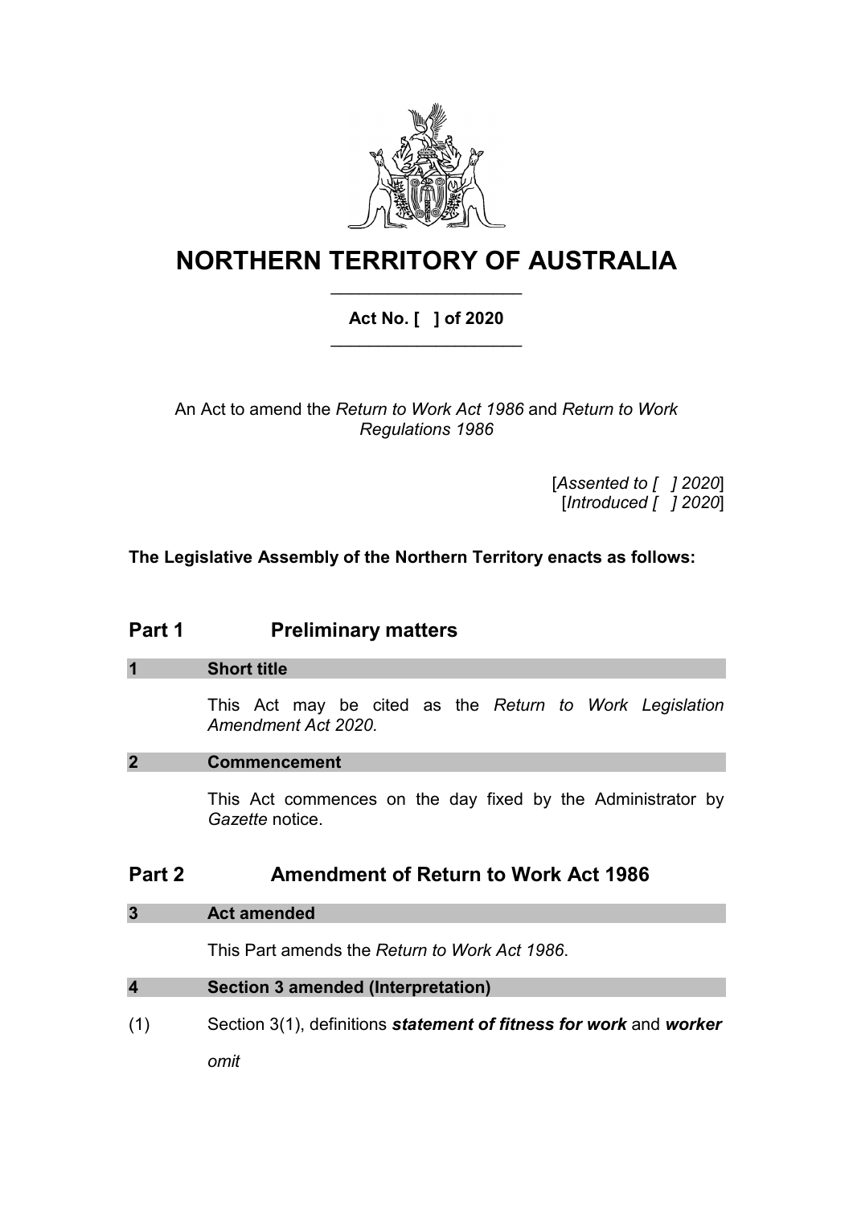# NORTHERN TERRITORY OF AUSTRALIA

**Act No. [ ] of 2020**

An Act to amend the *Return to Work Act 1986* and *Return to Work Regulations 1986*

[*Assented to [ ] 2020*]
[*Introduced [ ] 2020*]

**The Legislative Assembly of the Northern Territory enacts as follows:**

## Part 1 Preliminary matters

### 1 Short title

This Act may be cited as the *Return to Work Legislation Amendment Act 2020.*

### 2 Commencement

This Act commences on the day fixed by the Administrator by *Gazette* notice.

## Part 2 Amendment of Return to Work Act 1986

### 3 Act amended

This Part amends the *Return to Work Act 1986*.

### 4 Section 3 amended (Interpretation)

(1) Section 3(1), definitions ***statement of fitness for work*** and ***worker***

*omit*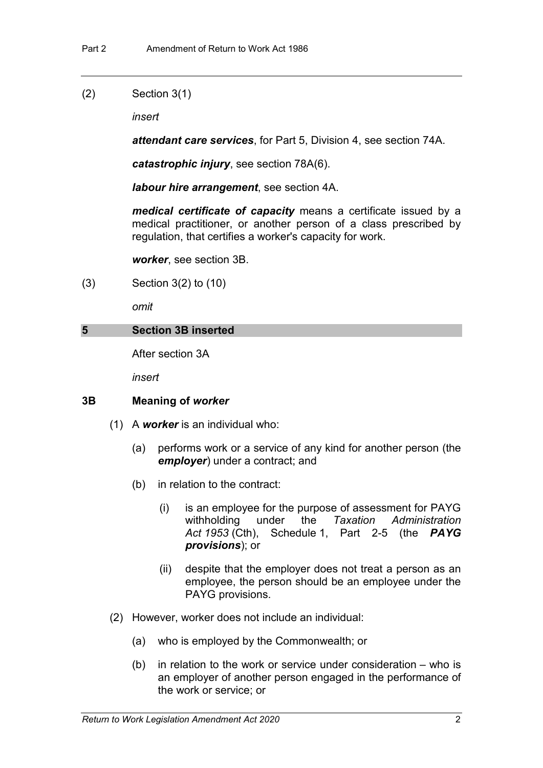(2) Section 3(1)

*insert*

***attendant care services***, for Part 5, Division 4, see section 74A.

***catastrophic injury***, see section 78A(6).

***labour hire arrangement***, see section 4A.

***medical certificate of capacity*** means a certificate issued by a medical practitioner, or another person of a class prescribed by regulation, that certifies a worker's capacity for work.

***worker***, see section 3B.

(3) Section 3(2) to (10)

*omit*

## 5 Section 3B inserted

After section 3A

*insert*

### 3B Meaning of *worker*

(1) A ***worker*** is an individual who:

(a) performs work or a service of any kind for another person (the ***employer***) under a contract; and

(b) in relation to the contract:

(i) is an employee for the purpose of assessment for PAYG withholding under the *Taxation Administration Act 1953* (Cth), Schedule 1, Part 2-5 (the ***PAYG provisions***); or

(ii) despite that the employer does not treat a person as an employee, the person should be an employee under the PAYG provisions.

(2) However, worker does not include an individual:

(a) who is employed by the Commonwealth; or

(b) in relation to the work or service under consideration – who is an employer of another person engaged in the performance of the work or service; or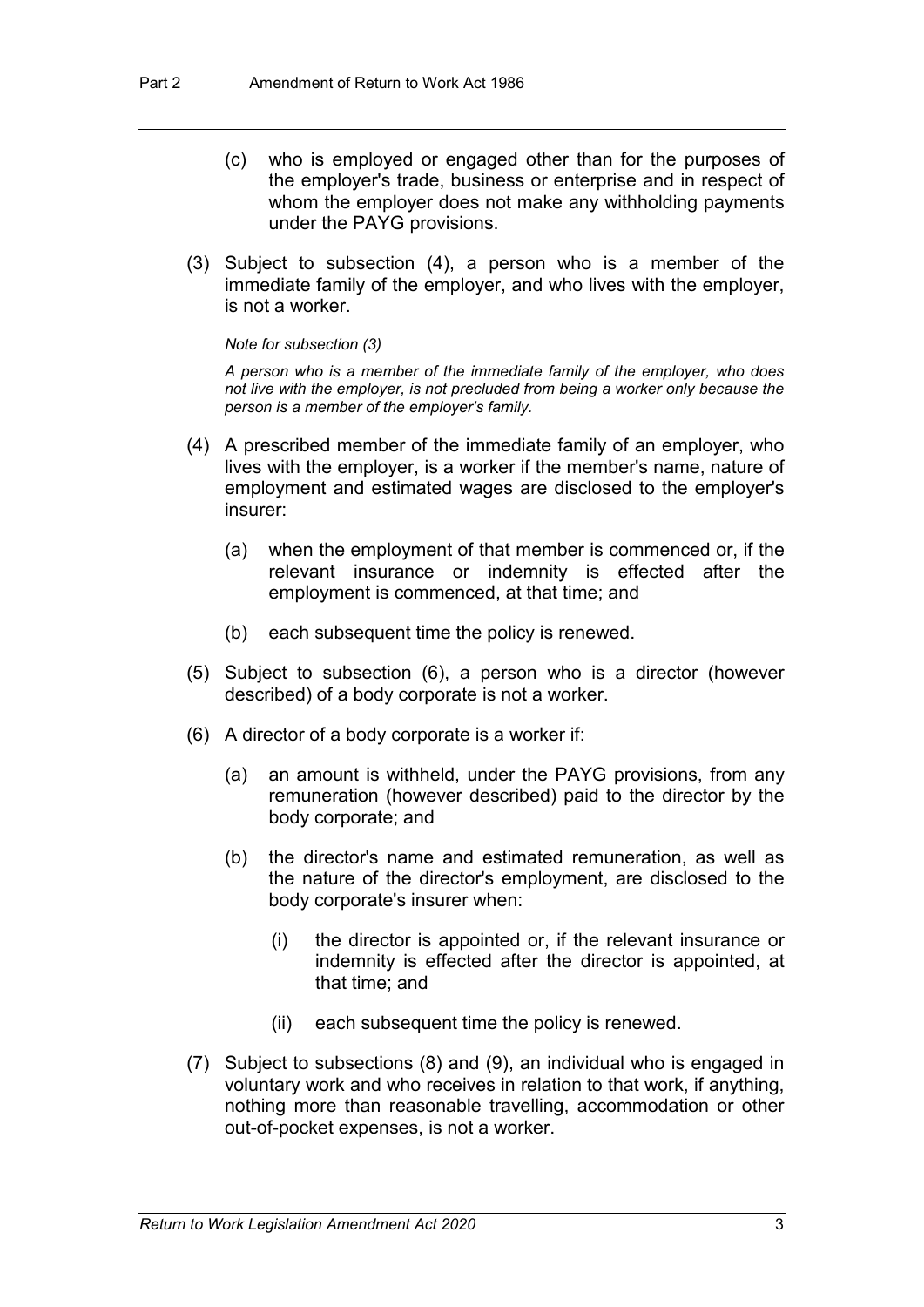(c) who is employed or engaged other than for the purposes of the employer's trade, business or enterprise and in respect of whom the employer does not make any withholding payments under the PAYG provisions.

(3) Subject to subsection (4), a person who is a member of the immediate family of the employer, and who lives with the employer, is not a worker.

*Note for subsection (3)*

*A person who is a member of the immediate family of the employer, who does not live with the employer, is not precluded from being a worker only because the person is a member of the employer's family.*

(4) A prescribed member of the immediate family of an employer, who lives with the employer, is a worker if the member's name, nature of employment and estimated wages are disclosed to the employer's insurer:

(a) when the employment of that member is commenced or, if the relevant insurance or indemnity is effected after the employment is commenced, at that time; and

(b) each subsequent time the policy is renewed.

(5) Subject to subsection (6), a person who is a director (however described) of a body corporate is not a worker.

(6) A director of a body corporate is a worker if:

(a) an amount is withheld, under the PAYG provisions, from any remuneration (however described) paid to the director by the body corporate; and

(b) the director's name and estimated remuneration, as well as the nature of the director's employment, are disclosed to the body corporate's insurer when:

(i) the director is appointed or, if the relevant insurance or indemnity is effected after the director is appointed, at that time; and

(ii) each subsequent time the policy is renewed.

(7) Subject to subsections (8) and (9), an individual who is engaged in voluntary work and who receives in relation to that work, if anything, nothing more than reasonable travelling, accommodation or other out-of-pocket expenses, is not a worker.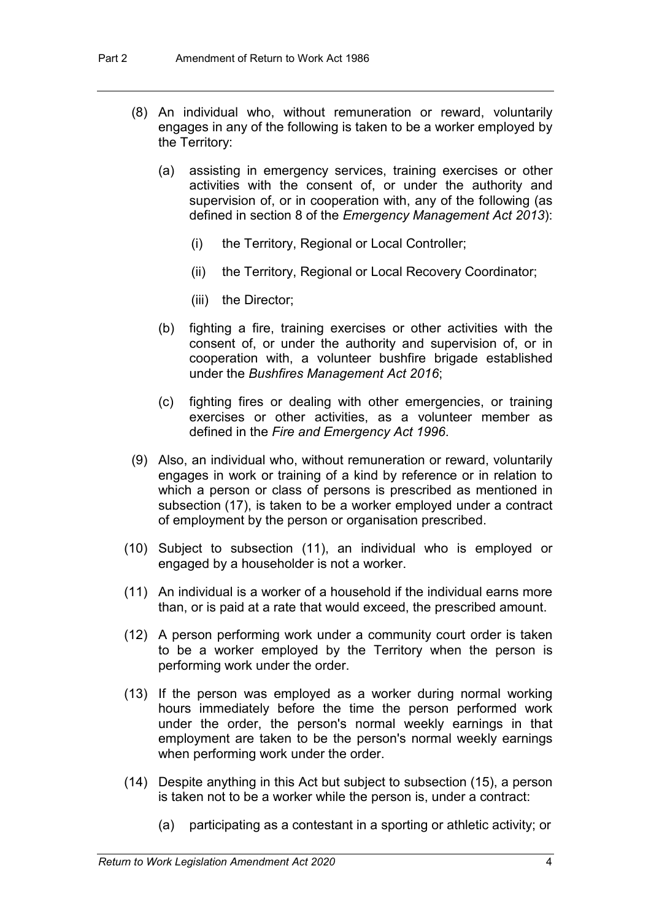(8) An individual who, without remuneration or reward, voluntarily engages in any of the following is taken to be a worker employed by the Territory:

(a) assisting in emergency services, training exercises or other activities with the consent of, or under the authority and supervision of, or in cooperation with, any of the following (as defined in section 8 of the *Emergency Management Act 2013*):

(i) the Territory, Regional or Local Controller;

(ii) the Territory, Regional or Local Recovery Coordinator;

(iii) the Director;

(b) fighting a fire, training exercises or other activities with the consent of, or under the authority and supervision of, or in cooperation with, a volunteer bushfire brigade established under the *Bushfires Management Act 2016*;

(c) fighting fires or dealing with other emergencies, or training exercises or other activities, as a volunteer member as defined in the *Fire and Emergency Act 1996*.

(9) Also, an individual who, without remuneration or reward, voluntarily engages in work or training of a kind by reference or in relation to which a person or class of persons is prescribed as mentioned in subsection (17), is taken to be a worker employed under a contract of employment by the person or organisation prescribed.

(10) Subject to subsection (11), an individual who is employed or engaged by a householder is not a worker.

(11) An individual is a worker of a household if the individual earns more than, or is paid at a rate that would exceed, the prescribed amount.

(12) A person performing work under a community court order is taken to be a worker employed by the Territory when the person is performing work under the order.

(13) If the person was employed as a worker during normal working hours immediately before the time the person performed work under the order, the person's normal weekly earnings in that employment are taken to be the person's normal weekly earnings when performing work under the order.

(14) Despite anything in this Act but subject to subsection (15), a person is taken not to be a worker while the person is, under a contract:

(a) participating as a contestant in a sporting or athletic activity; or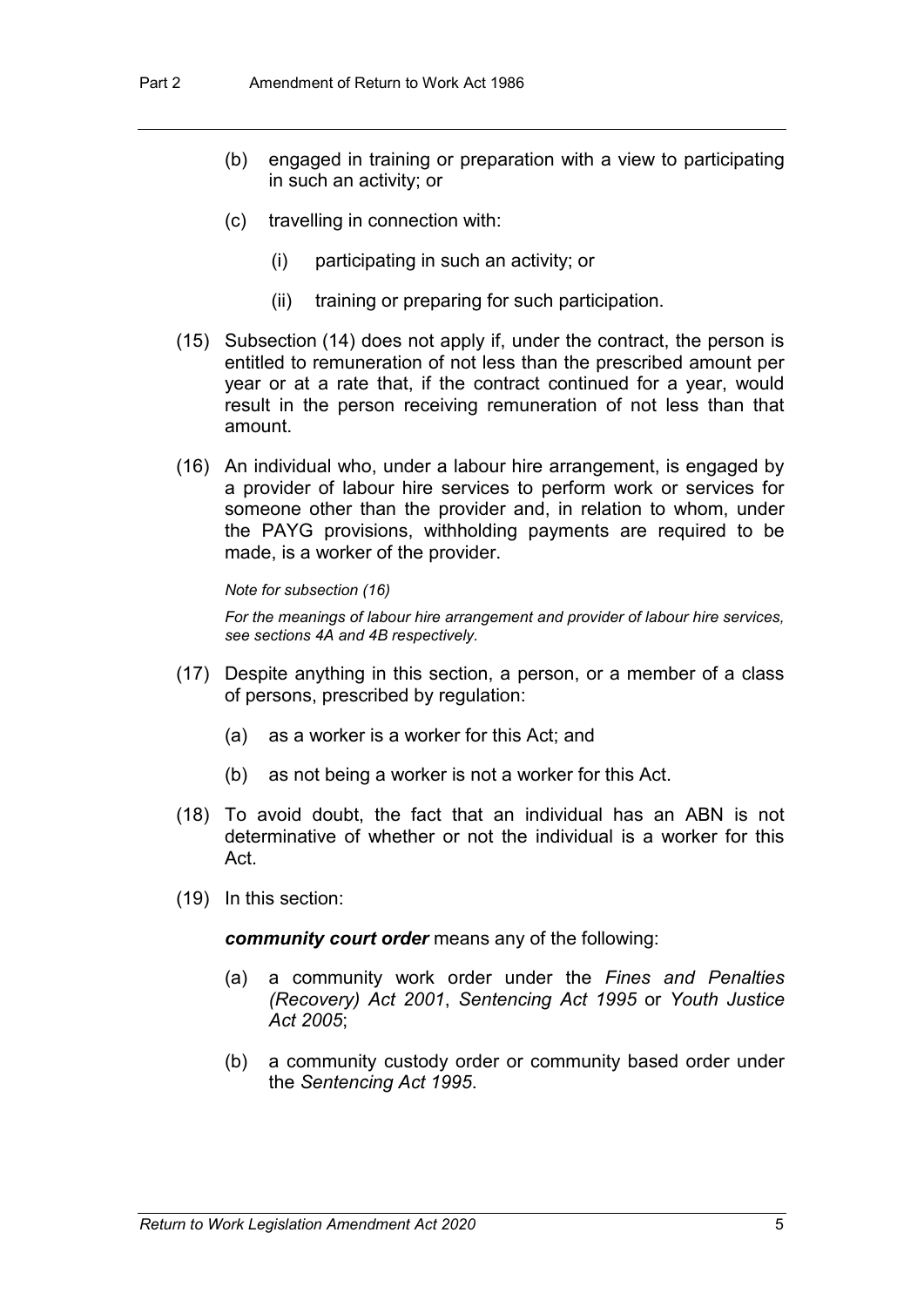(b) engaged in training or preparation with a view to participating in such an activity; or

(c) travelling in connection with:

(i) participating in such an activity; or

(ii) training or preparing for such participation.

(15) Subsection (14) does not apply if, under the contract, the person is entitled to remuneration of not less than the prescribed amount per year or at a rate that, if the contract continued for a year, would result in the person receiving remuneration of not less than that amount.

(16) An individual who, under a labour hire arrangement, is engaged by a provider of labour hire services to perform work or services for someone other than the provider and, in relation to whom, under the PAYG provisions, withholding payments are required to be made, is a worker of the provider.

*Note for subsection (16)*

*For the meanings of labour hire arrangement and provider of labour hire services, see sections 4A and 4B respectively.*

(17) Despite anything in this section, a person, or a member of a class of persons, prescribed by regulation:

(a) as a worker is a worker for this Act; and

(b) as not being a worker is not a worker for this Act.

(18) To avoid doubt, the fact that an individual has an ABN is not determinative of whether or not the individual is a worker for this Act.

(19) In this section:

***community court order*** means any of the following:

(a) a community work order under the *Fines and Penalties (Recovery) Act 2001*, *Sentencing Act 1995* or *Youth Justice Act 2005*;

(b) a community custody order or community based order under the *Sentencing Act 1995*.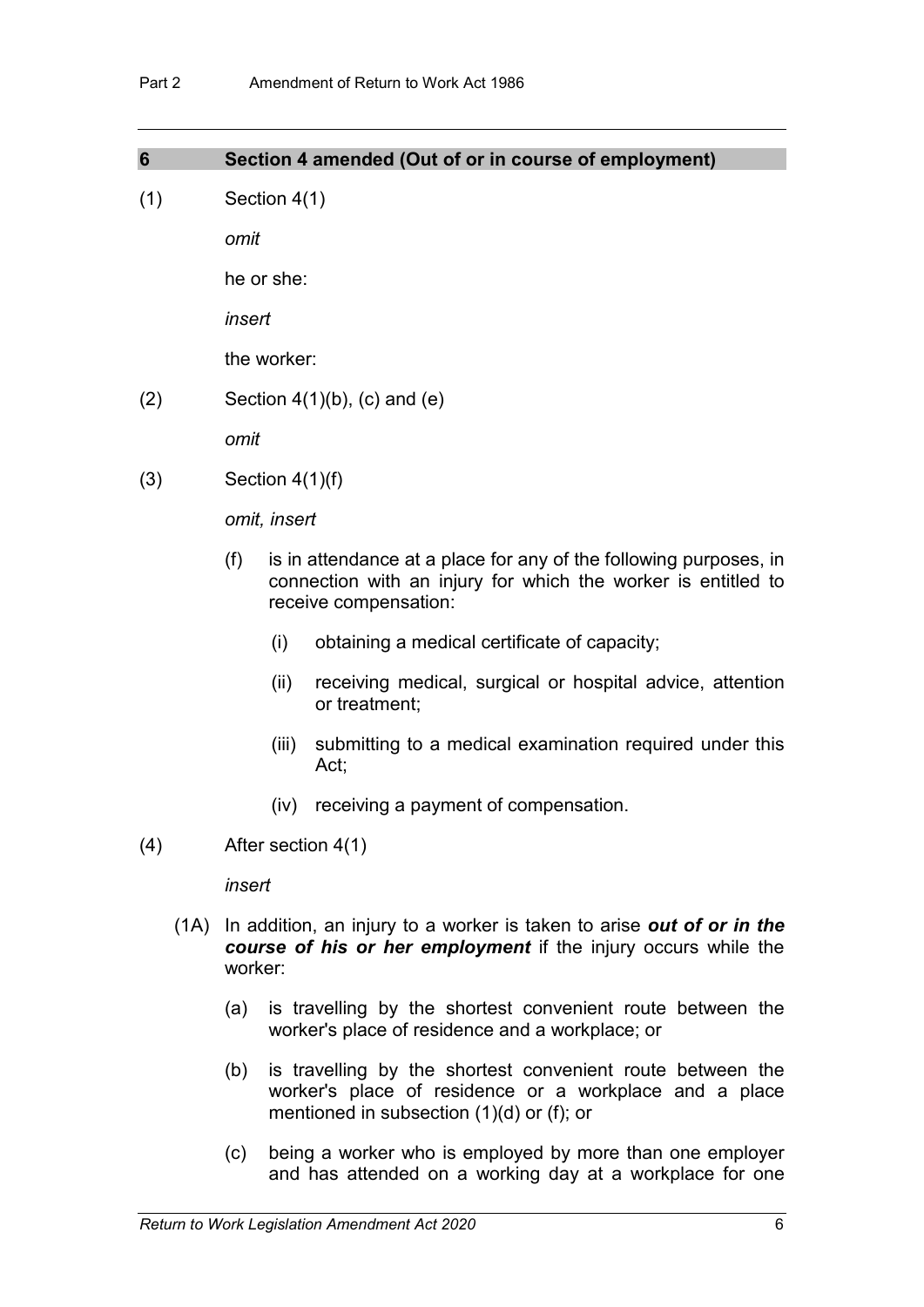## 6 Section 4 amended (Out of or in course of employment)

(1) Section 4(1)

*omit*

he or she:

*insert*

the worker:

(2) Section 4(1)(b), (c) and (e)

*omit*

(3) Section 4(1)(f)

*omit, insert*

(f) is in attendance at a place for any of the following purposes, in connection with an injury for which the worker is entitled to receive compensation:

(i) obtaining a medical certificate of capacity;

(ii) receiving medical, surgical or hospital advice, attention or treatment;

(iii) submitting to a medical examination required under this Act;

(iv) receiving a payment of compensation.

(4) After section 4(1)

*insert*

(1A) In addition, an injury to a worker is taken to arise ***out of or in the course of his or her employment*** if the injury occurs while the worker:

(a) is travelling by the shortest convenient route between the worker's place of residence and a workplace; or

(b) is travelling by the shortest convenient route between the worker's place of residence or a workplace and a place mentioned in subsection (1)(d) or (f); or

(c) being a worker who is employed by more than one employer and has attended on a working day at a workplace for one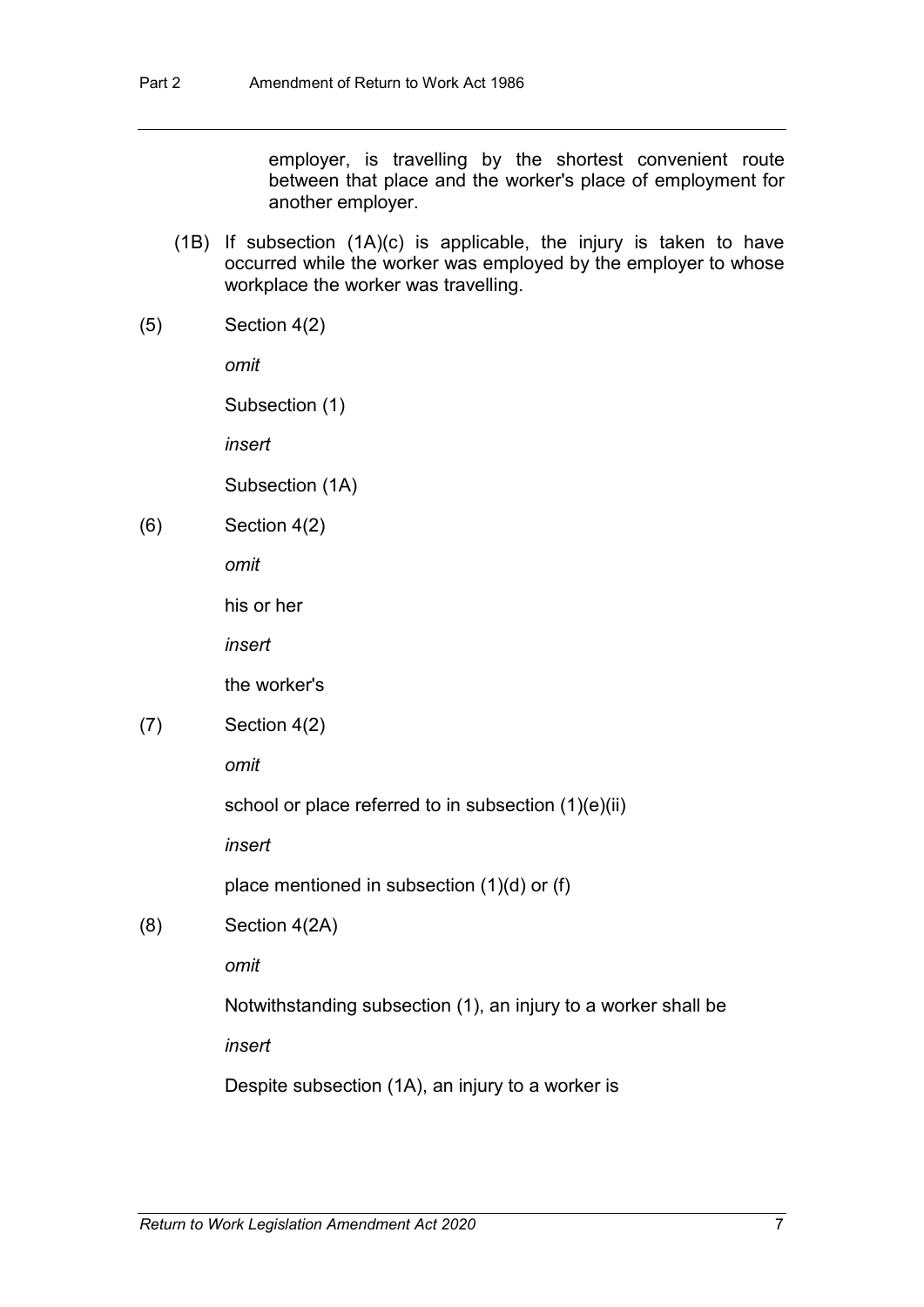employer, is travelling by the shortest convenient route between that place and the worker's place of employment for another employer.

(1B) If subsection (1A)(c) is applicable, the injury is taken to have occurred while the worker was employed by the employer to whose workplace the worker was travelling.

(5) Section 4(2)

*omit*

Subsection (1)

*insert*

Subsection (1A)

(6) Section 4(2)

*omit*

his or her

*insert*

the worker's

(7) Section 4(2)

*omit*

school or place referred to in subsection (1)(e)(ii)

*insert*

place mentioned in subsection (1)(d) or (f)

(8) Section 4(2A)

*omit*

Notwithstanding subsection (1), an injury to a worker shall be

*insert*

Despite subsection (1A), an injury to a worker is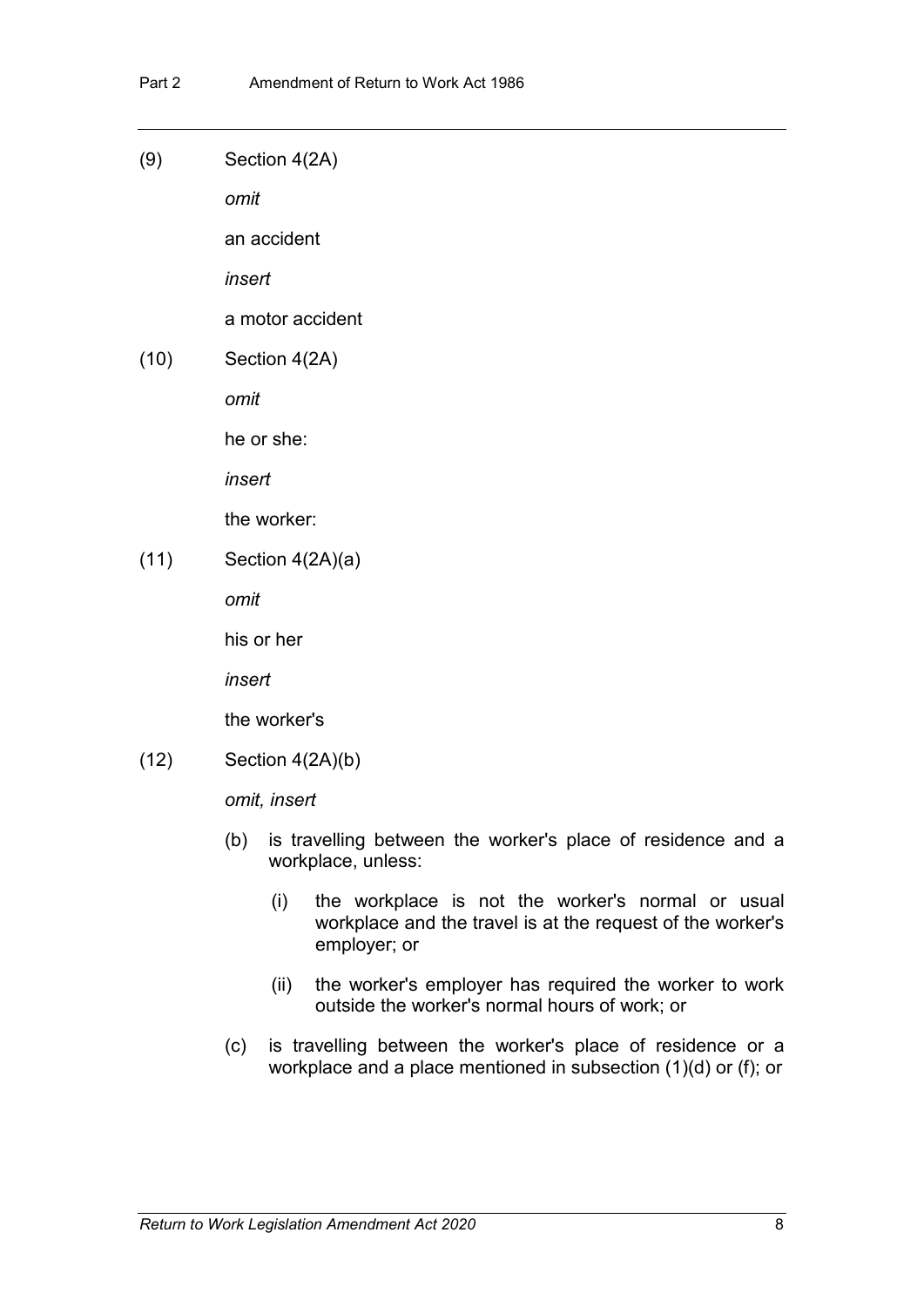(9) Section 4(2A)

*omit*

an accident

*insert*

a motor accident

(10) Section 4(2A)

*omit*

he or she:

*insert*

the worker:

(11) Section 4(2A)(a)

*omit*

his or her

*insert*

the worker's

(12) Section 4(2A)(b)

*omit, insert*

(b) is travelling between the worker's place of residence and a workplace, unless:

(i) the workplace is not the worker's normal or usual workplace and the travel is at the request of the worker's employer; or

(ii) the worker's employer has required the worker to work outside the worker's normal hours of work; or

(c) is travelling between the worker's place of residence or a workplace and a place mentioned in subsection (1)(d) or (f); or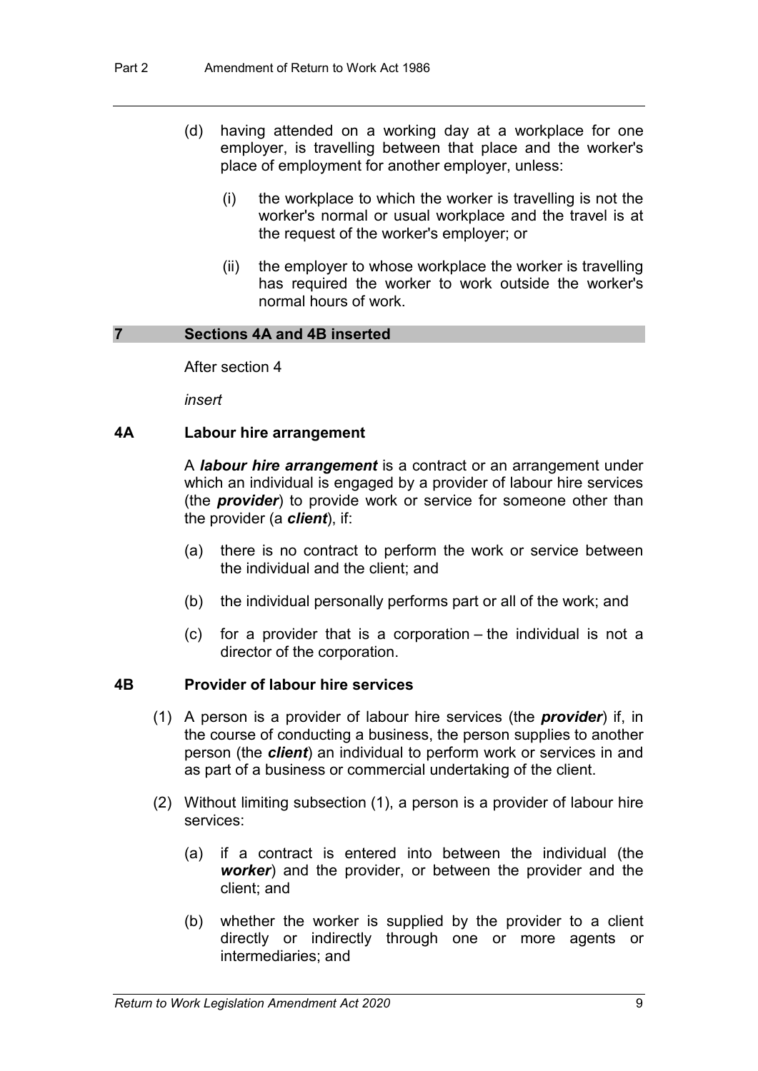(d) having attended on a working day at a workplace for one employer, is travelling between that place and the worker's place of employment for another employer, unless:

   (i) the workplace to which the worker is travelling is not the worker's normal or usual workplace and the travel is at the request of the worker's employer; or

   (ii) the employer to whose workplace the worker is travelling has required the worker to work outside the worker's normal hours of work.

## 7 Sections 4A and 4B inserted

After section 4

*insert*

### 4A Labour hire arrangement

A ***labour hire arrangement*** is a contract or an arrangement under which an individual is engaged by a provider of labour hire services (the ***provider***) to provide work or service for someone other than the provider (a ***client***), if:

(a) there is no contract to perform the work or service between the individual and the client; and

(b) the individual personally performs part or all of the work; and

(c) for a provider that is a corporation – the individual is not a director of the corporation.

### 4B Provider of labour hire services

(1) A person is a provider of labour hire services (the ***provider***) if, in the course of conducting a business, the person supplies to another person (the ***client***) an individual to perform work or services in and as part of a business or commercial undertaking of the client.

(2) Without limiting subsection (1), a person is a provider of labour hire services:

   (a) if a contract is entered into between the individual (the ***worker***) and the provider, or between the provider and the client; and

   (b) whether the worker is supplied by the provider to a client directly or indirectly through one or more agents or intermediaries; and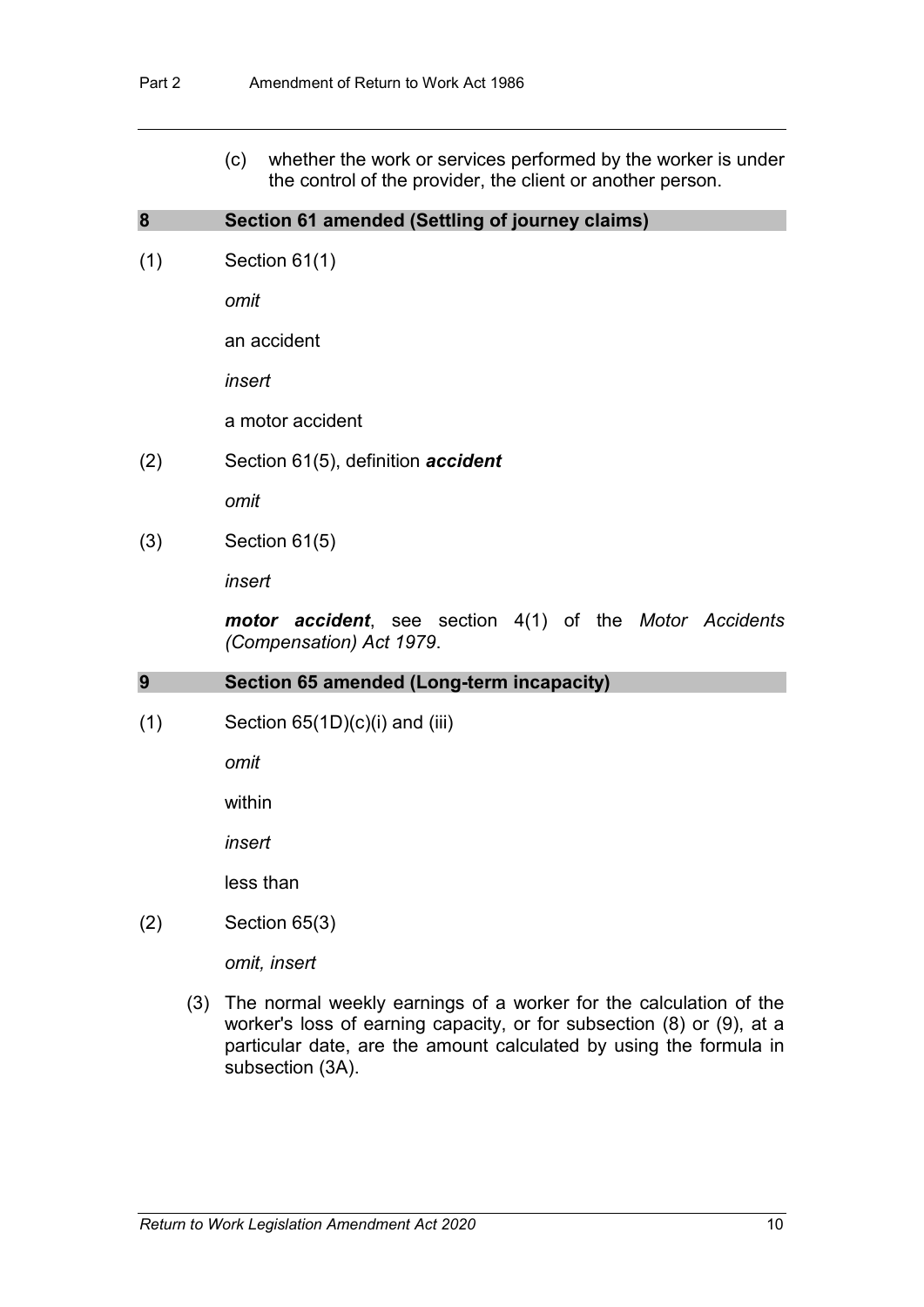(c) whether the work or services performed by the worker is under the control of the provider, the client or another person.

## 8 Section 61 amended (Settling of journey claims)

(1) Section 61(1)

*omit*

an accident

*insert*

a motor accident

(2) Section 61(5), definition ***accident***

*omit*

(3) Section 61(5)

*insert*

***motor accident***, see section 4(1) of the *Motor Accidents (Compensation) Act 1979*.

## 9 Section 65 amended (Long-term incapacity)

(1) Section 65(1D)(c)(i) and (iii)

*omit*

within

*insert*

less than

(2) Section 65(3)

*omit, insert*

(3) The normal weekly earnings of a worker for the calculation of the worker's loss of earning capacity, or for subsection (8) or (9), at a particular date, are the amount calculated by using the formula in subsection (3A).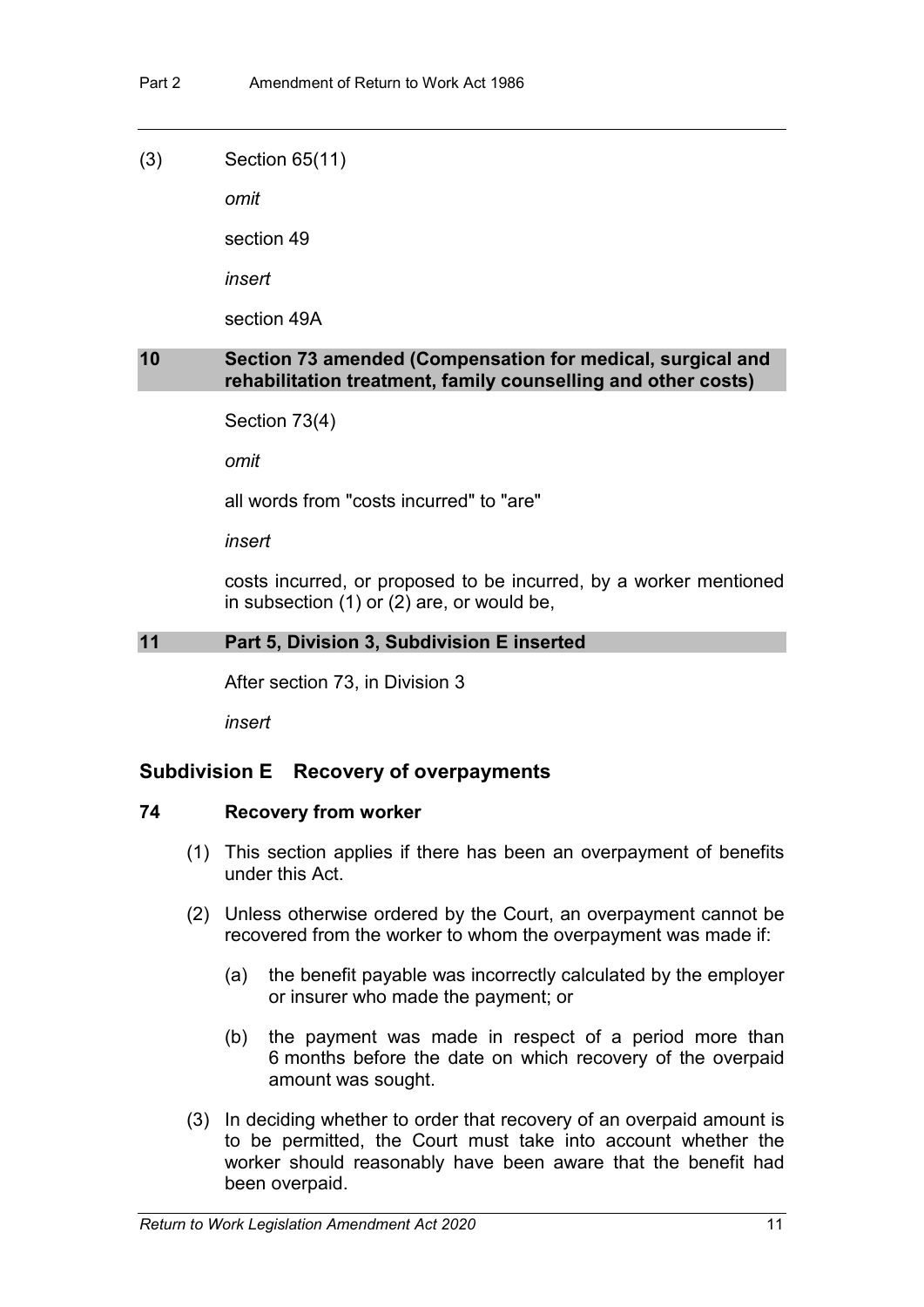(3) Section 65(11)

*omit*

section 49

*insert*

section 49A

## 10 Section 73 amended (Compensation for medical, surgical and rehabilitation treatment, family counselling and other costs)

Section 73(4)

*omit*

all words from "costs incurred" to "are"

*insert*

costs incurred, or proposed to be incurred, by a worker mentioned in subsection (1) or (2) are, or would be,

## 11 Part 5, Division 3, Subdivision E inserted

After section 73, in Division 3

*insert*

### Subdivision E Recovery of overpayments

#### 74 Recovery from worker

(1) This section applies if there has been an overpayment of benefits under this Act.

(2) Unless otherwise ordered by the Court, an overpayment cannot be recovered from the worker to whom the overpayment was made if:

(a) the benefit payable was incorrectly calculated by the employer or insurer who made the payment; or

(b) the payment was made in respect of a period more than 6 months before the date on which recovery of the overpaid amount was sought.

(3) In deciding whether to order that recovery of an overpaid amount is to be permitted, the Court must take into account whether the worker should reasonably have been aware that the benefit had been overpaid.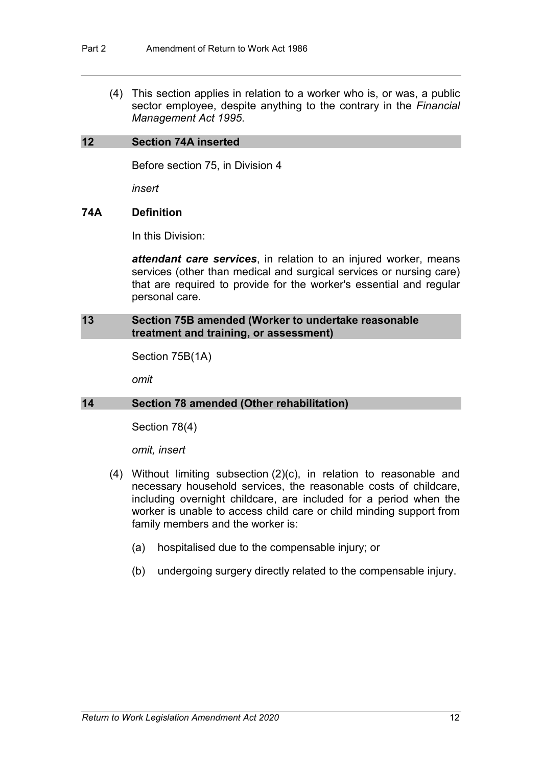(4) This section applies in relation to a worker who is, or was, a public sector employee, despite anything to the contrary in the *Financial Management Act 1995*.

## 12 Section 74A inserted

Before section 75, in Division 4

*insert*

### 74A Definition

In this Division:

***attendant care services***, in relation to an injured worker, means services (other than medical and surgical services or nursing care) that are required to provide for the worker's essential and regular personal care.

## 13 Section 75B amended (Worker to undertake reasonable treatment and training, or assessment)

Section 75B(1A)

*omit*

## 14 Section 78 amended (Other rehabilitation)

Section 78(4)

*omit, insert*

(4) Without limiting subsection (2)(c), in relation to reasonable and necessary household services, the reasonable costs of childcare, including overnight childcare, are included for a period when the worker is unable to access child care or child minding support from family members and the worker is:

(a) hospitalised due to the compensable injury; or

(b) undergoing surgery directly related to the compensable injury.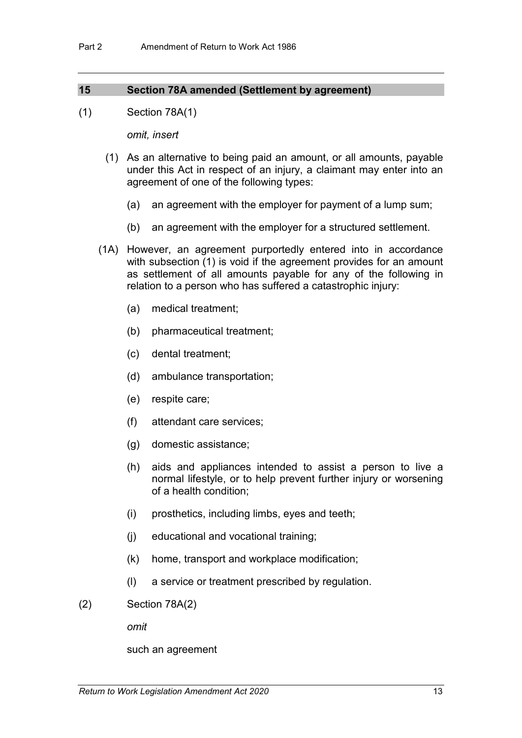## 15 Section 78A amended (Settlement by agreement)

(1) Section 78A(1)

*omit, insert*

(1) As an alternative to being paid an amount, or all amounts, payable under this Act in respect of an injury, a claimant may enter into an agreement of one of the following types:

(a) an agreement with the employer for payment of a lump sum;

(b) an agreement with the employer for a structured settlement.

(1A) However, an agreement purportedly entered into in accordance with subsection (1) is void if the agreement provides for an amount as settlement of all amounts payable for any of the following in relation to a person who has suffered a catastrophic injury:

(a) medical treatment;

(b) pharmaceutical treatment;

(c) dental treatment;

(d) ambulance transportation;

(e) respite care;

(f) attendant care services;

(g) domestic assistance;

(h) aids and appliances intended to assist a person to live a normal lifestyle, or to help prevent further injury or worsening of a health condition;

(i) prosthetics, including limbs, eyes and teeth;

(j) educational and vocational training;

(k) home, transport and workplace modification;

(l) a service or treatment prescribed by regulation.

(2) Section 78A(2)

*omit*

such an agreement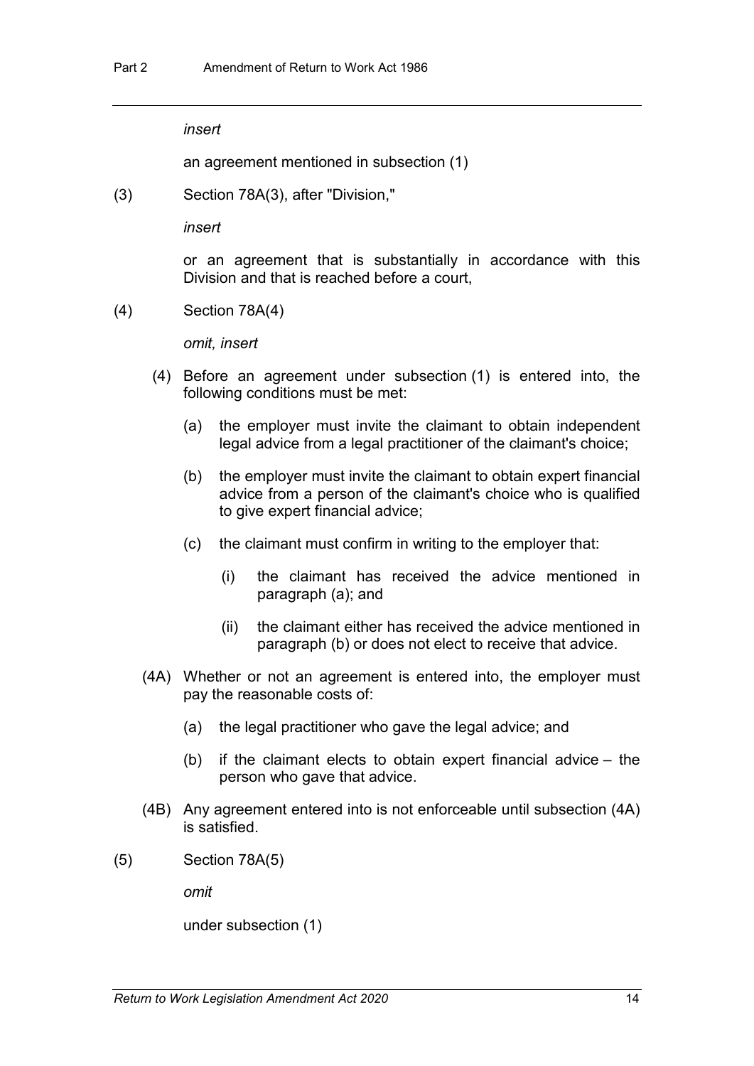*insert*

an agreement mentioned in subsection (1)

(3) Section 78A(3), after "Division,"

*insert*

or an agreement that is substantially in accordance with this Division and that is reached before a court,

(4) Section 78A(4)

*omit, insert*

(4) Before an agreement under subsection (1) is entered into, the following conditions must be met:

(a) the employer must invite the claimant to obtain independent legal advice from a legal practitioner of the claimant's choice;

(b) the employer must invite the claimant to obtain expert financial advice from a person of the claimant's choice who is qualified to give expert financial advice;

(c) the claimant must confirm in writing to the employer that:

(i) the claimant has received the advice mentioned in paragraph (a); and

(ii) the claimant either has received the advice mentioned in paragraph (b) or does not elect to receive that advice.

(4A) Whether or not an agreement is entered into, the employer must pay the reasonable costs of:

(a) the legal practitioner who gave the legal advice; and

(b) if the claimant elects to obtain expert financial advice – the person who gave that advice.

(4B) Any agreement entered into is not enforceable until subsection (4A) is satisfied.

(5) Section 78A(5)

*omit*

under subsection (1)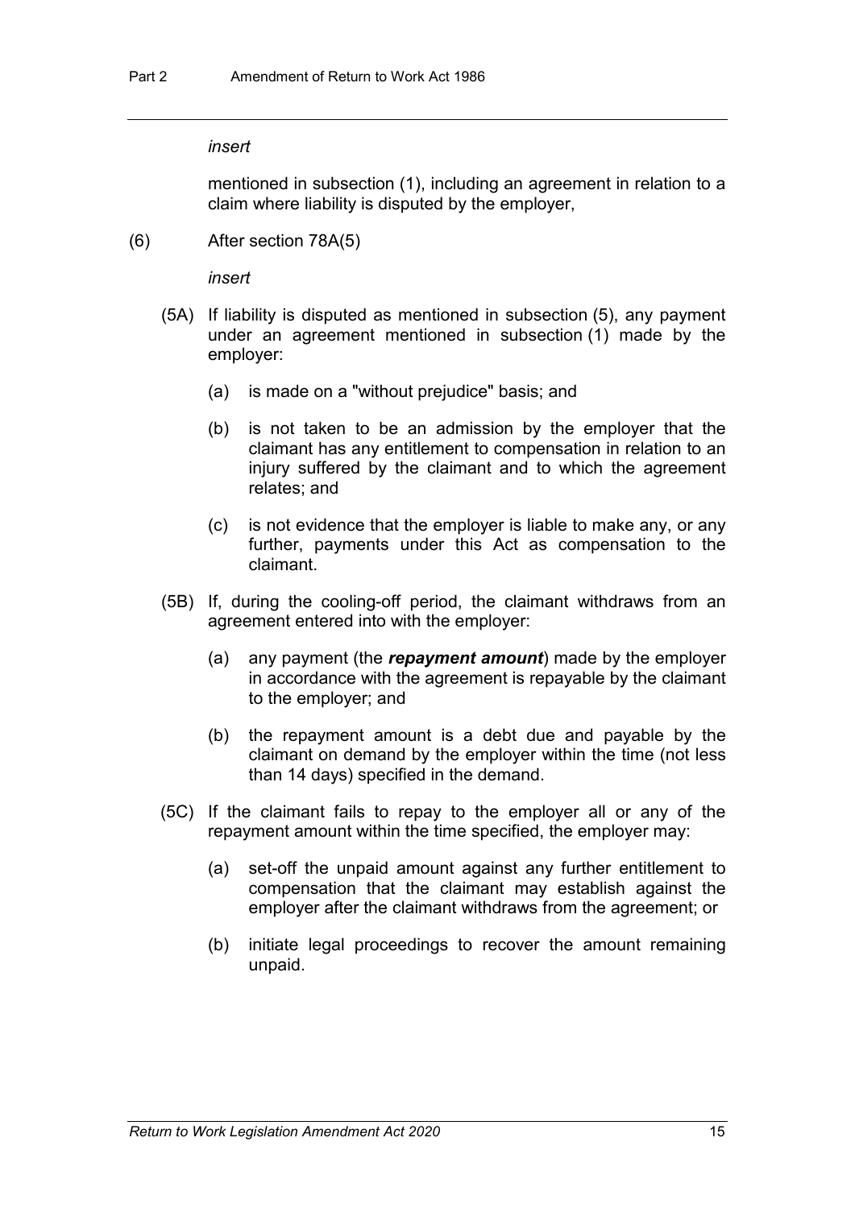*insert*

mentioned in subsection (1), including an agreement in relation to a claim where liability is disputed by the employer,

(6) After section 78A(5)

*insert*

(5A) If liability is disputed as mentioned in subsection (5), any payment under an agreement mentioned in subsection (1) made by the employer:

(a) is made on a "without prejudice" basis; and

(b) is not taken to be an admission by the employer that the claimant has any entitlement to compensation in relation to an injury suffered by the claimant and to which the agreement relates; and

(c) is not evidence that the employer is liable to make any, or any further, payments under this Act as compensation to the claimant.

(5B) If, during the cooling-off period, the claimant withdraws from an agreement entered into with the employer:

(a) any payment (the ***repayment amount***) made by the employer in accordance with the agreement is repayable by the claimant to the employer; and

(b) the repayment amount is a debt due and payable by the claimant on demand by the employer within the time (not less than 14 days) specified in the demand.

(5C) If the claimant fails to repay to the employer all or any of the repayment amount within the time specified, the employer may:

(a) set-off the unpaid amount against any further entitlement to compensation that the claimant may establish against the employer after the claimant withdraws from the agreement; or

(b) initiate legal proceedings to recover the amount remaining unpaid.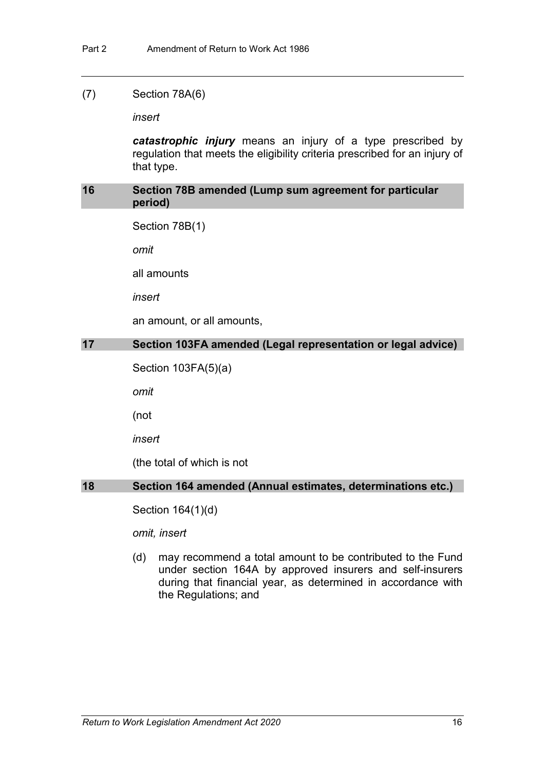(7) Section 78A(6)

*insert*

***catastrophic injury*** means an injury of a type prescribed by regulation that meets the eligibility criteria prescribed for an injury of that type.

## 16 Section 78B amended (Lump sum agreement for particular period)

Section 78B(1)

*omit*

all amounts

*insert*

an amount, or all amounts,

## 17 Section 103FA amended (Legal representation or legal advice)

Section 103FA(5)(a)

*omit*

(not

*insert*

(the total of which is not

## 18 Section 164 amended (Annual estimates, determinations etc.)

Section 164(1)(d)

*omit, insert*

(d) may recommend a total amount to be contributed to the Fund under section 164A by approved insurers and self-insurers during that financial year, as determined in accordance with the Regulations; and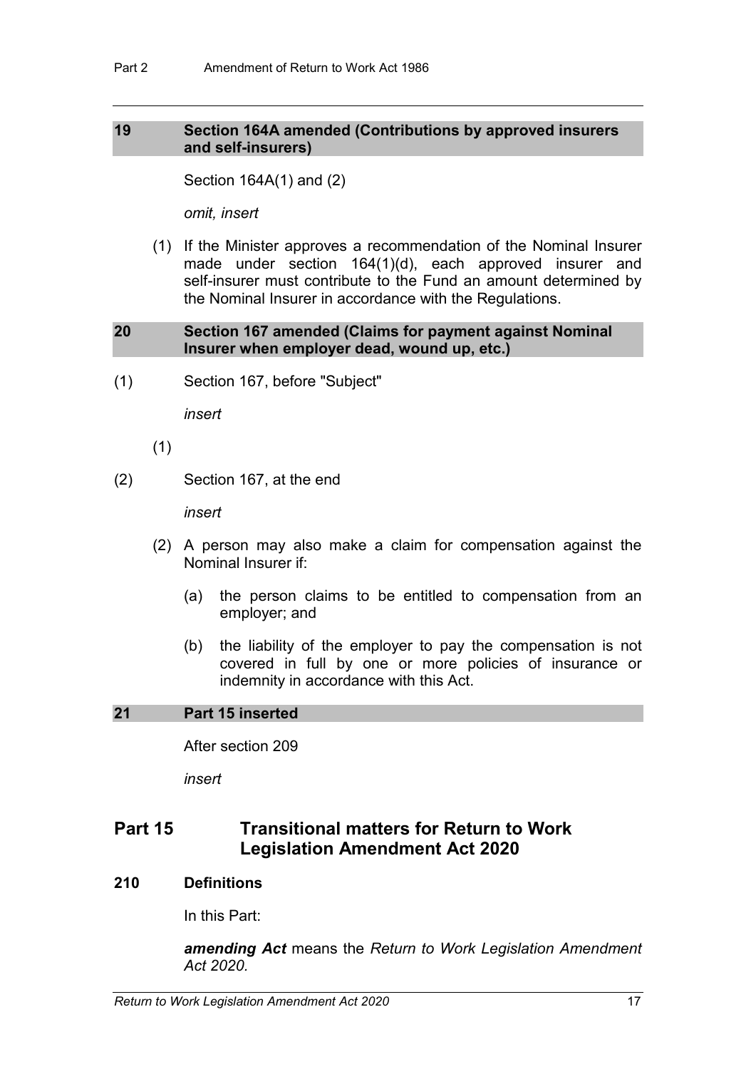### 19 Section 164A amended (Contributions by approved insurers and self-insurers)

Section 164A(1) and (2)

*omit, insert*

(1) If the Minister approves a recommendation of the Nominal Insurer made under section 164(1)(d), each approved insurer and self-insurer must contribute to the Fund an amount determined by the Nominal Insurer in accordance with the Regulations.

### 20 Section 167 amended (Claims for payment against Nominal Insurer when employer dead, wound up, etc.)

(1) Section 167, before "Subject"

*insert*

(1)

(2) Section 167, at the end

*insert*

(2) A person may also make a claim for compensation against the Nominal Insurer if:

(a) the person claims to be entitled to compensation from an employer; and

(b) the liability of the employer to pay the compensation is not covered in full by one or more policies of insurance or indemnity in accordance with this Act.

### 21 Part 15 inserted

After section 209

*insert*

## Part 15 Transitional matters for Return to Work Legislation Amendment Act 2020

### 210 Definitions

In this Part:

***amending Act*** means the *Return to Work Legislation Amendment Act 2020*.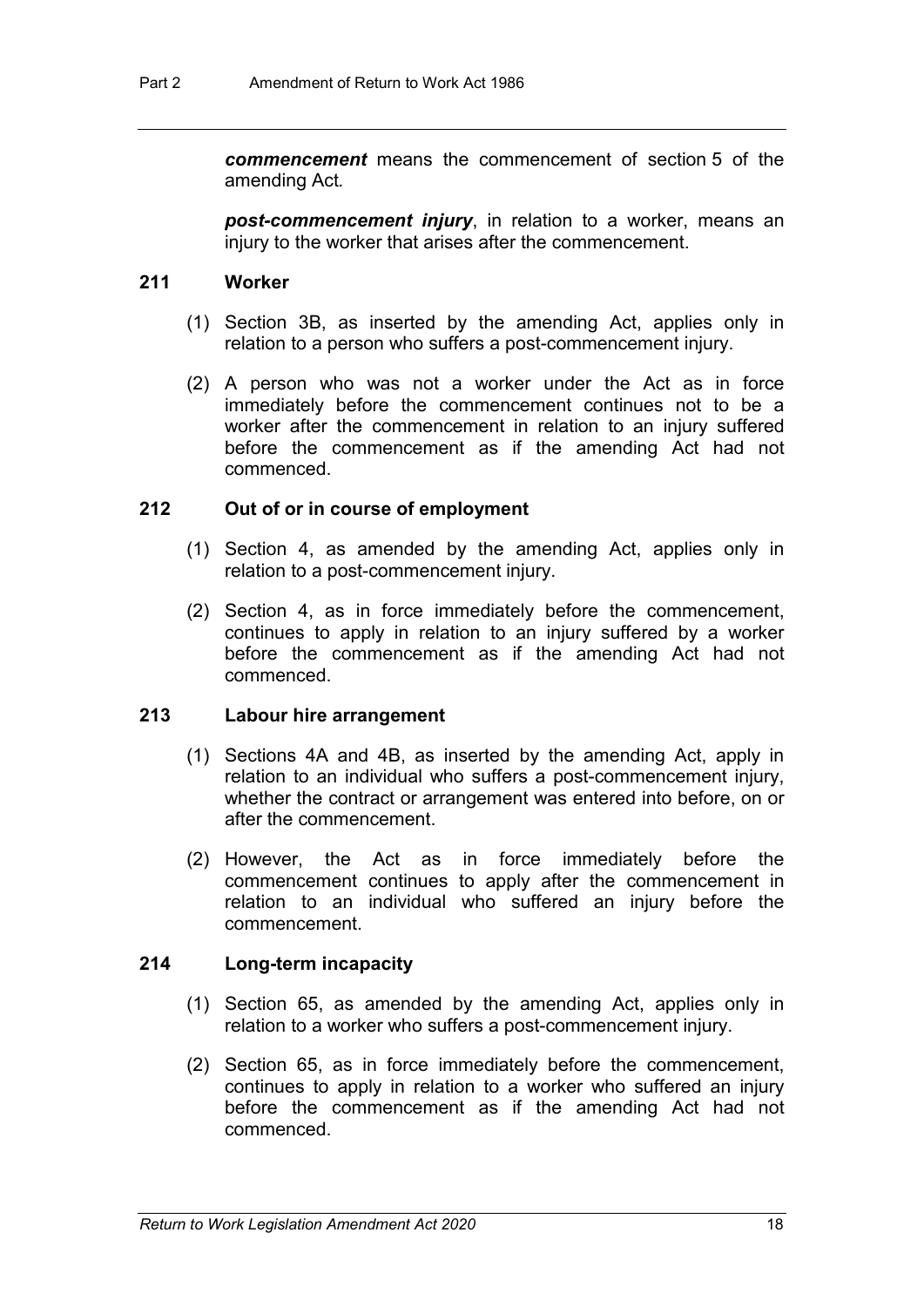***commencement*** means the commencement of section 5 of the amending Act.

***post-commencement injury***, in relation to a worker, means an injury to the worker that arises after the commencement.

### 211 Worker

(1) Section 3B, as inserted by the amending Act, applies only in relation to a person who suffers a post-commencement injury.

(2) A person who was not a worker under the Act as in force immediately before the commencement continues not to be a worker after the commencement in relation to an injury suffered before the commencement as if the amending Act had not commenced.

### 212 Out of or in course of employment

(1) Section 4, as amended by the amending Act, applies only in relation to a post-commencement injury.

(2) Section 4, as in force immediately before the commencement, continues to apply in relation to an injury suffered by a worker before the commencement as if the amending Act had not commenced.

### 213 Labour hire arrangement

(1) Sections 4A and 4B, as inserted by the amending Act, apply in relation to an individual who suffers a post-commencement injury, whether the contract or arrangement was entered into before, on or after the commencement.

(2) However, the Act as in force immediately before the commencement continues to apply after the commencement in relation to an individual who suffered an injury before the commencement.

### 214 Long-term incapacity

(1) Section 65, as amended by the amending Act, applies only in relation to a worker who suffers a post-commencement injury.

(2) Section 65, as in force immediately before the commencement, continues to apply in relation to a worker who suffered an injury before the commencement as if the amending Act had not commenced.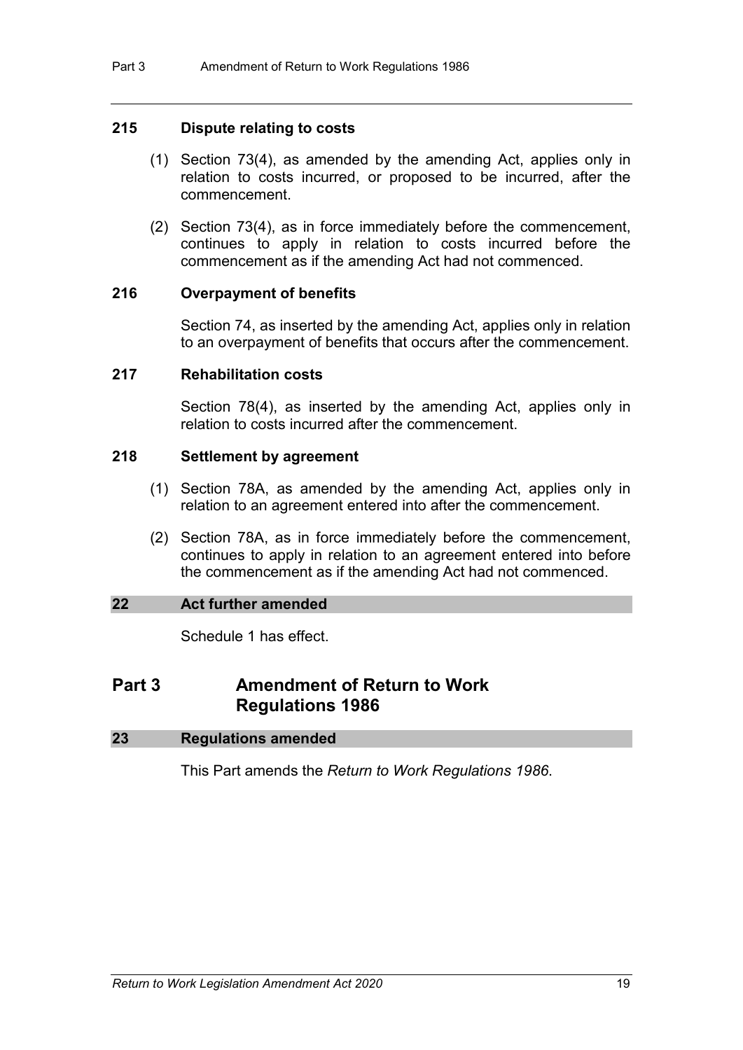#### 215 Dispute relating to costs

(1) Section 73(4), as amended by the amending Act, applies only in relation to costs incurred, or proposed to be incurred, after the commencement.

(2) Section 73(4), as in force immediately before the commencement, continues to apply in relation to costs incurred before the commencement as if the amending Act had not commenced.

#### 216 Overpayment of benefits

Section 74, as inserted by the amending Act, applies only in relation to an overpayment of benefits that occurs after the commencement.

#### 217 Rehabilitation costs

Section 78(4), as inserted by the amending Act, applies only in relation to costs incurred after the commencement.

#### 218 Settlement by agreement

(1) Section 78A, as amended by the amending Act, applies only in relation to an agreement entered into after the commencement.

(2) Section 78A, as in force immediately before the commencement, continues to apply in relation to an agreement entered into before the commencement as if the amending Act had not commenced.

### 22 Act further amended

Schedule 1 has effect.

## Part 3 Amendment of Return to Work Regulations 1986

### 23 Regulations amended

This Part amends the *Return to Work Regulations 1986*.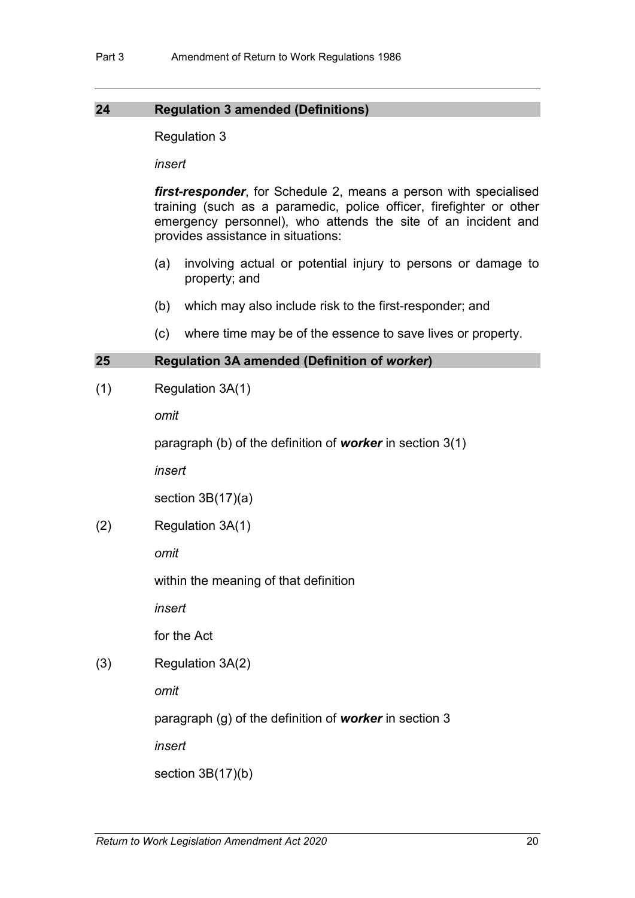## 24 Regulation 3 amended (Definitions)

Regulation 3

*insert*

***first-responder***, for Schedule 2, means a person with specialised training (such as a paramedic, police officer, firefighter or other emergency personnel), who attends the site of an incident and provides assistance in situations:

(a) involving actual or potential injury to persons or damage to property; and

(b) which may also include risk to the first-responder; and

(c) where time may be of the essence to save lives or property.

## 25 Regulation 3A amended (Definition of *worker*)

(1) Regulation 3A(1)

*omit*

paragraph (b) of the definition of ***worker*** in section 3(1)

*insert*

section 3B(17)(a)

(2) Regulation 3A(1)

*omit*

within the meaning of that definition

*insert*

for the Act

(3) Regulation 3A(2)

*omit*

paragraph (g) of the definition of ***worker*** in section 3

*insert*

section 3B(17)(b)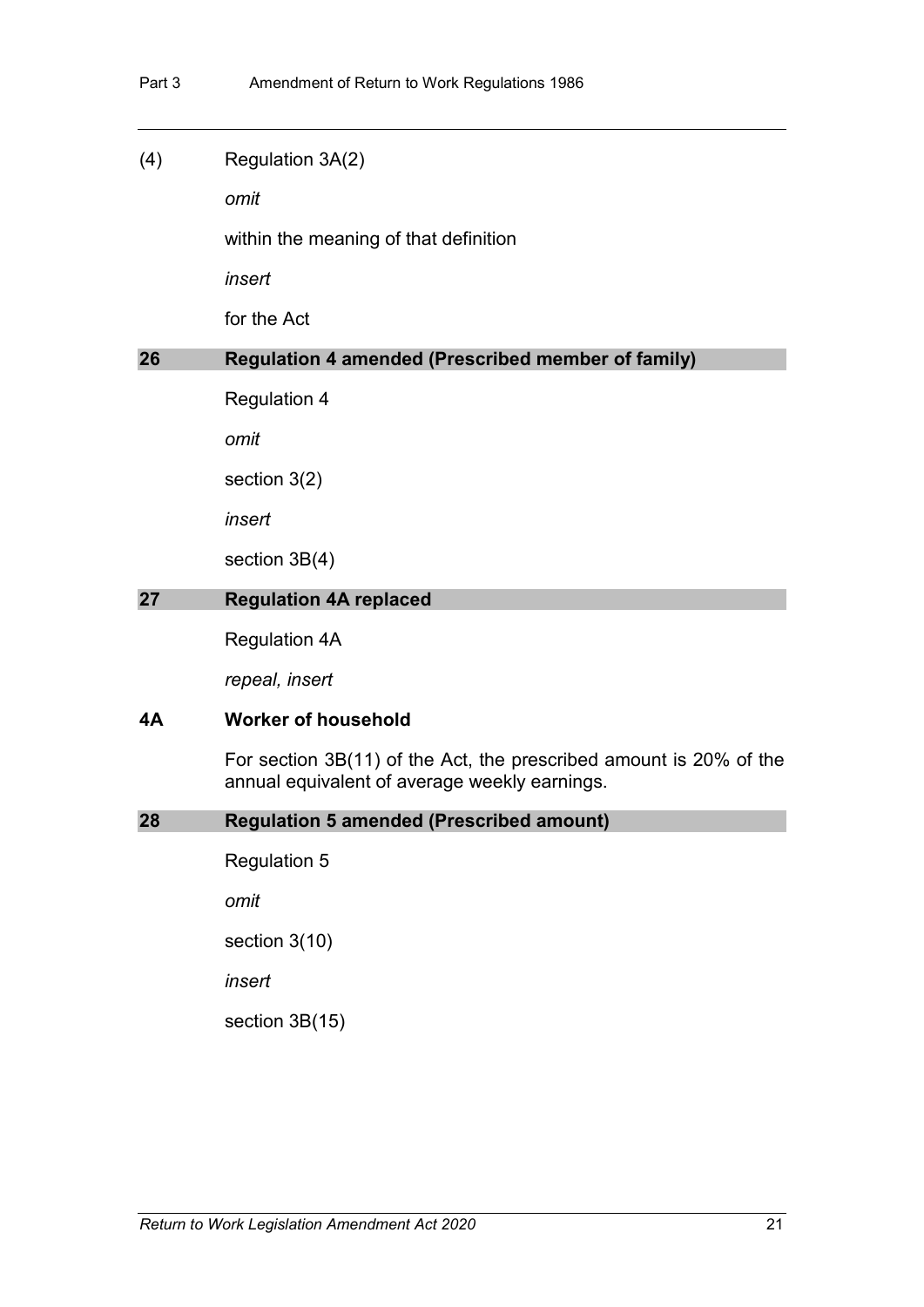(4) Regulation 3A(2)

*omit*

within the meaning of that definition

*insert*

for the Act

### 26 Regulation 4 amended (Prescribed member of family)

Regulation 4

*omit*

section 3(2)

*insert*

section 3B(4)

### 27 Regulation 4A replaced

Regulation 4A

*repeal, insert*

### 4A Worker of household

For section 3B(11) of the Act, the prescribed amount is 20% of the annual equivalent of average weekly earnings.

### 28 Regulation 5 amended (Prescribed amount)

Regulation 5

*omit*

section 3(10)

*insert*

section 3B(15)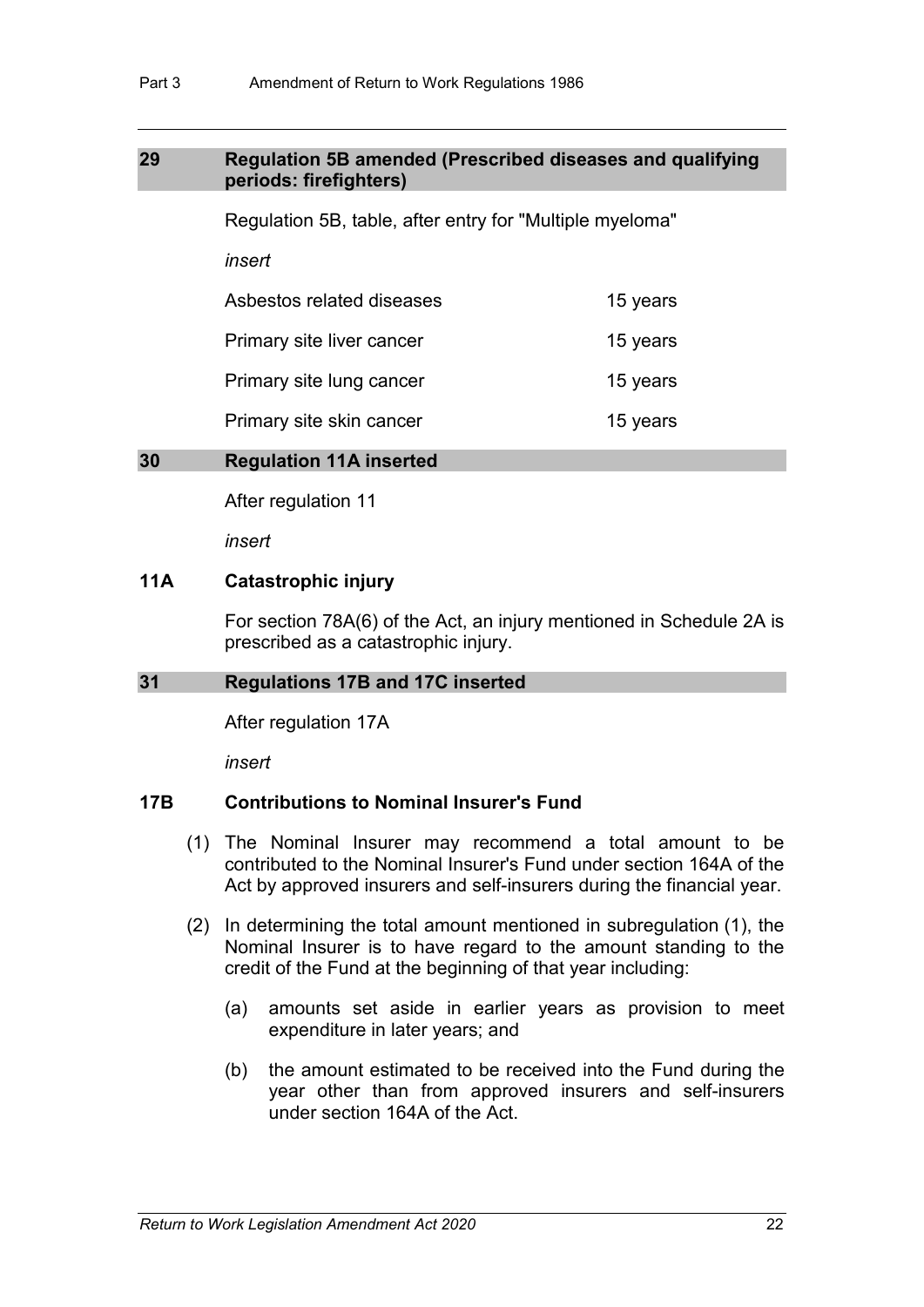## 29 Regulation 5B amended (Prescribed diseases and qualifying periods: firefighters)

Regulation 5B, table, after entry for "Multiple myeloma"

*insert*

| | |
|---|---|
| Asbestos related diseases | 15 years |
| Primary site liver cancer | 15 years |
| Primary site lung cancer | 15 years |
| Primary site skin cancer | 15 years |

## 30 Regulation 11A inserted

After regulation 11

*insert*

### 11A Catastrophic injury

For section 78A(6) of the Act, an injury mentioned in Schedule 2A is prescribed as a catastrophic injury.

## 31 Regulations 17B and 17C inserted

After regulation 17A

*insert*

### 17B Contributions to Nominal Insurer's Fund

(1) The Nominal Insurer may recommend a total amount to be contributed to the Nominal Insurer's Fund under section 164A of the Act by approved insurers and self-insurers during the financial year.

(2) In determining the total amount mentioned in subregulation (1), the Nominal Insurer is to have regard to the amount standing to the credit of the Fund at the beginning of that year including:

(a) amounts set aside in earlier years as provision to meet expenditure in later years; and

(b) the amount estimated to be received into the Fund during the year other than from approved insurers and self-insurers under section 164A of the Act.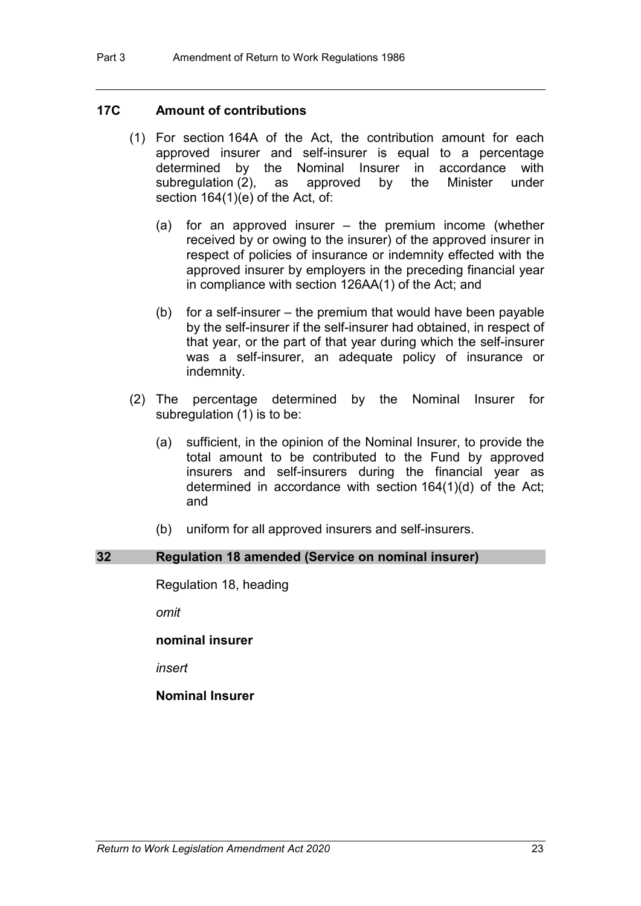### 17C Amount of contributions

(1) For section 164A of the Act, the contribution amount for each approved insurer and self-insurer is equal to a percentage determined by the Nominal Insurer in accordance with subregulation (2), as approved by the Minister under section 164(1)(e) of the Act, of:

(a) for an approved insurer – the premium income (whether received by or owing to the insurer) of the approved insurer in respect of policies of insurance or indemnity effected with the approved insurer by employers in the preceding financial year in compliance with section 126AA(1) of the Act; and

(b) for a self-insurer – the premium that would have been payable by the self-insurer if the self-insurer had obtained, in respect of that year, or the part of that year during which the self-insurer was a self-insurer, an adequate policy of insurance or indemnity.

(2) The percentage determined by the Nominal Insurer for subregulation (1) is to be:

(a) sufficient, in the opinion of the Nominal Insurer, to provide the total amount to be contributed to the Fund by approved insurers and self-insurers during the financial year as determined in accordance with section 164(1)(d) of the Act; and

(b) uniform for all approved insurers and self-insurers.

### 32 Regulation 18 amended (Service on nominal insurer)

Regulation 18, heading

*omit*

**nominal insurer**

*insert*

**Nominal Insurer**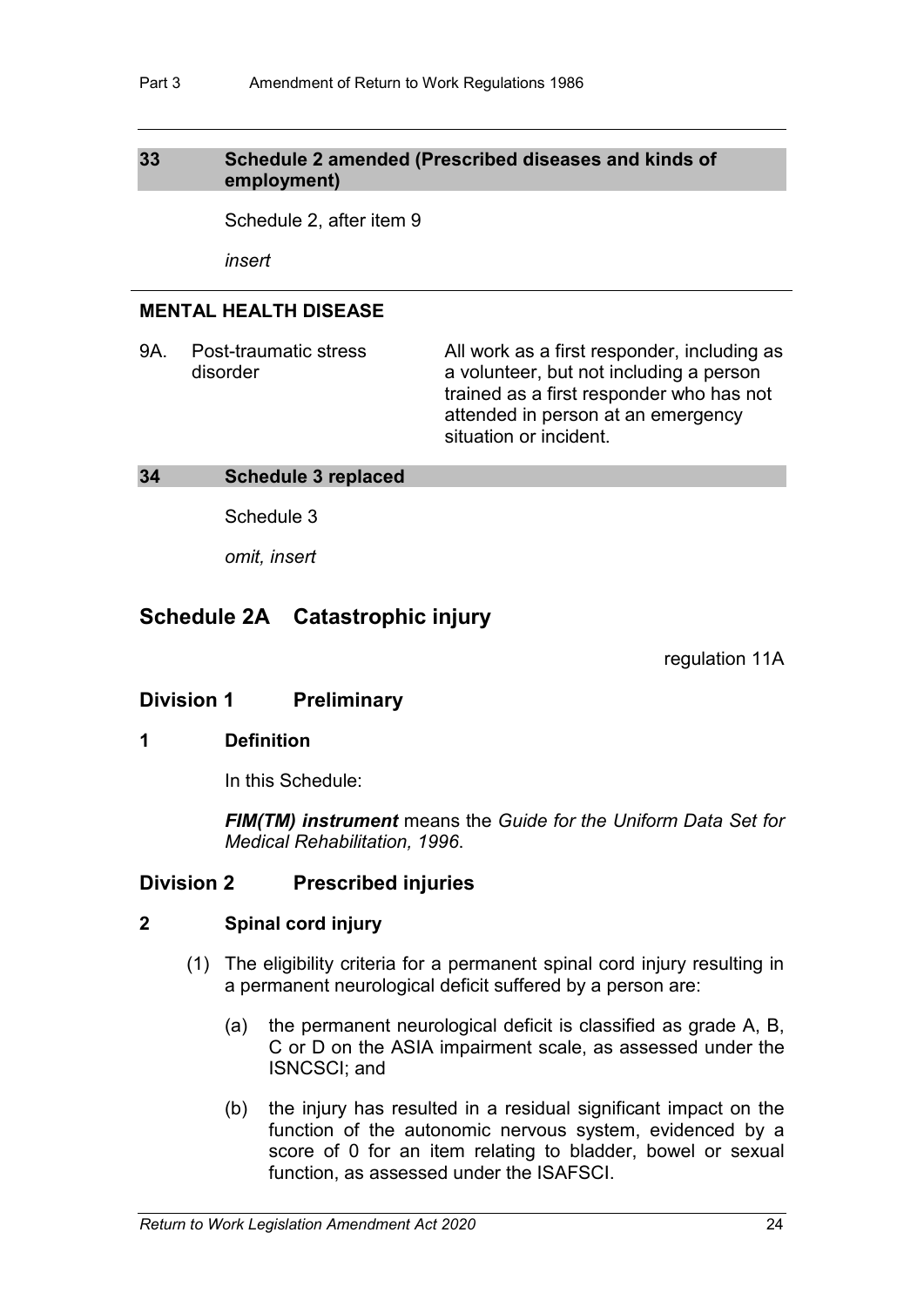### 33 Schedule 2 amended (Prescribed diseases and kinds of employment)

Schedule 2, after item 9

*insert*

**MENTAL HEALTH DISEASE**

| | | |
|---|---|---|
| 9A. | Post-traumatic stress disorder | All work as a first responder, including as a volunteer, but not including a person trained as a first responder who has not attended in person at an emergency situation or incident. |

### 34 Schedule 3 replaced

Schedule 3

*omit, insert*

## Schedule 2A Catastrophic injury

regulation 11A

### Division 1 Preliminary

**1 Definition**

In this Schedule:

***FIM(TM) instrument*** means the *Guide for the Uniform Data Set for Medical Rehabilitation, 1996*.

### Division 2 Prescribed injuries

**2 Spinal cord injury**

(1) The eligibility criteria for a permanent spinal cord injury resulting in a permanent neurological deficit suffered by a person are:

(a) the permanent neurological deficit is classified as grade A, B, C or D on the ASIA impairment scale, as assessed under the ISNCSCI; and

(b) the injury has resulted in a residual significant impact on the function of the autonomic nervous system, evidenced by a score of 0 for an item relating to bladder, bowel or sexual function, as assessed under the ISAFSCI.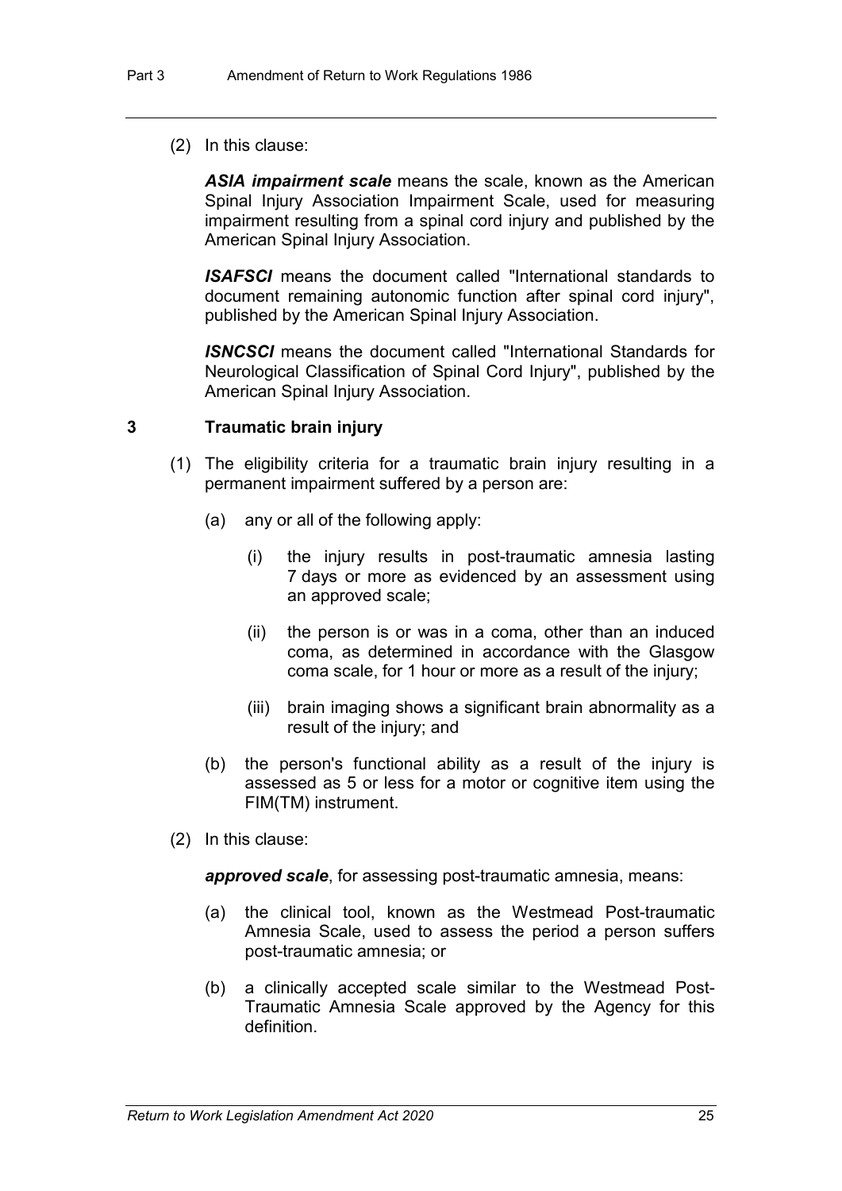(2) In this clause:

***ASIA impairment scale*** means the scale, known as the American Spinal Injury Association Impairment Scale, used for measuring impairment resulting from a spinal cord injury and published by the American Spinal Injury Association.

***ISAFSCI*** means the document called "International standards to document remaining autonomic function after spinal cord injury", published by the American Spinal Injury Association.

***ISNCSCI*** means the document called "International Standards for Neurological Classification of Spinal Cord Injury", published by the American Spinal Injury Association.

### 3 Traumatic brain injury

(1) The eligibility criteria for a traumatic brain injury resulting in a permanent impairment suffered by a person are:

(a) any or all of the following apply:

(i) the injury results in post-traumatic amnesia lasting 7 days or more as evidenced by an assessment using an approved scale;

(ii) the person is or was in a coma, other than an induced coma, as determined in accordance with the Glasgow coma scale, for 1 hour or more as a result of the injury;

(iii) brain imaging shows a significant brain abnormality as a result of the injury; and

(b) the person's functional ability as a result of the injury is assessed as 5 or less for a motor or cognitive item using the FIM(TM) instrument.

(2) In this clause:

***approved scale***, for assessing post-traumatic amnesia, means:

(a) the clinical tool, known as the Westmead Post-traumatic Amnesia Scale, used to assess the period a person suffers post-traumatic amnesia; or

(b) a clinically accepted scale similar to the Westmead Post-Traumatic Amnesia Scale approved by the Agency for this definition.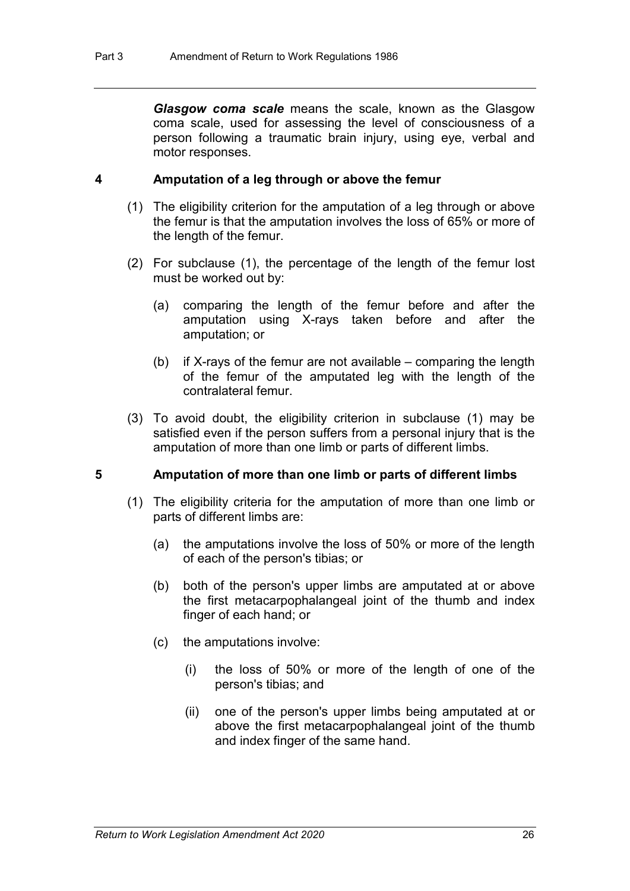***Glasgow coma scale*** means the scale, known as the Glasgow coma scale, used for assessing the level of consciousness of a person following a traumatic brain injury, using eye, verbal and motor responses.

**4 Amputation of a leg through or above the femur**

(1) The eligibility criterion for the amputation of a leg through or above the femur is that the amputation involves the loss of 65% or more of the length of the femur.

(2) For subclause (1), the percentage of the length of the femur lost must be worked out by:

(a) comparing the length of the femur before and after the amputation using X-rays taken before and after the amputation; or

(b) if X-rays of the femur are not available – comparing the length of the femur of the amputated leg with the length of the contralateral femur.

(3) To avoid doubt, the eligibility criterion in subclause (1) may be satisfied even if the person suffers from a personal injury that is the amputation of more than one limb or parts of different limbs.

**5 Amputation of more than one limb or parts of different limbs**

(1) The eligibility criteria for the amputation of more than one limb or parts of different limbs are:

(a) the amputations involve the loss of 50% or more of the length of each of the person's tibias; or

(b) both of the person's upper limbs are amputated at or above the first metacarpophalangeal joint of the thumb and index finger of each hand; or

(c) the amputations involve:

(i) the loss of 50% or more of the length of one of the person's tibias; and

(ii) one of the person's upper limbs being amputated at or above the first metacarpophalangeal joint of the thumb and index finger of the same hand.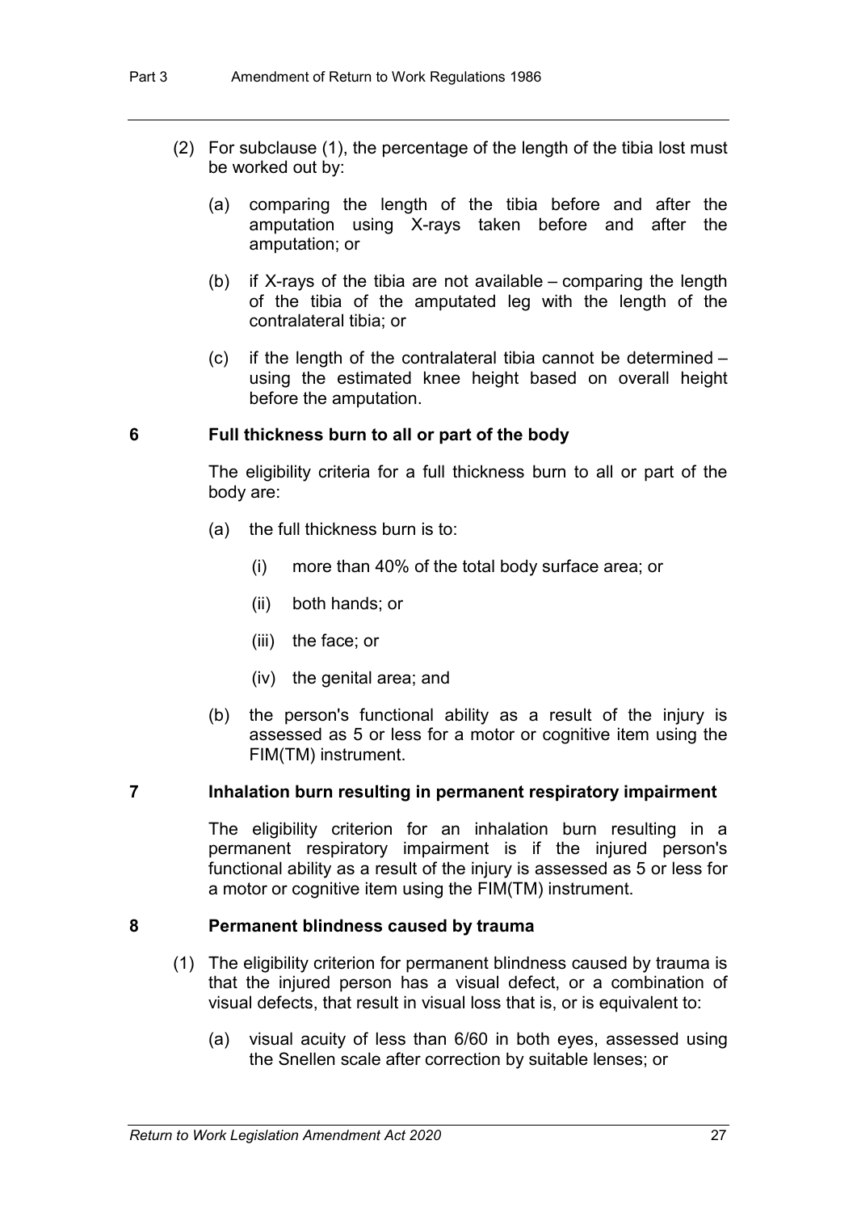(2) For subclause (1), the percentage of the length of the tibia lost must be worked out by:

(a) comparing the length of the tibia before and after the amputation using X-rays taken before and after the amputation; or

(b) if X-rays of the tibia are not available – comparing the length of the tibia of the amputated leg with the length of the contralateral tibia; or

(c) if the length of the contralateral tibia cannot be determined – using the estimated knee height based on overall height before the amputation.

**6 Full thickness burn to all or part of the body**

The eligibility criteria for a full thickness burn to all or part of the body are:

(a) the full thickness burn is to:

(i) more than 40% of the total body surface area; or

(ii) both hands; or

(iii) the face; or

(iv) the genital area; and

(b) the person's functional ability as a result of the injury is assessed as 5 or less for a motor or cognitive item using the FIM(TM) instrument.

**7 Inhalation burn resulting in permanent respiratory impairment**

The eligibility criterion for an inhalation burn resulting in a permanent respiratory impairment is if the injured person's functional ability as a result of the injury is assessed as 5 or less for a motor or cognitive item using the FIM(TM) instrument.

**8 Permanent blindness caused by trauma**

(1) The eligibility criterion for permanent blindness caused by trauma is that the injured person has a visual defect, or a combination of visual defects, that result in visual loss that is, or is equivalent to:

(a) visual acuity of less than 6/60 in both eyes, assessed using the Snellen scale after correction by suitable lenses; or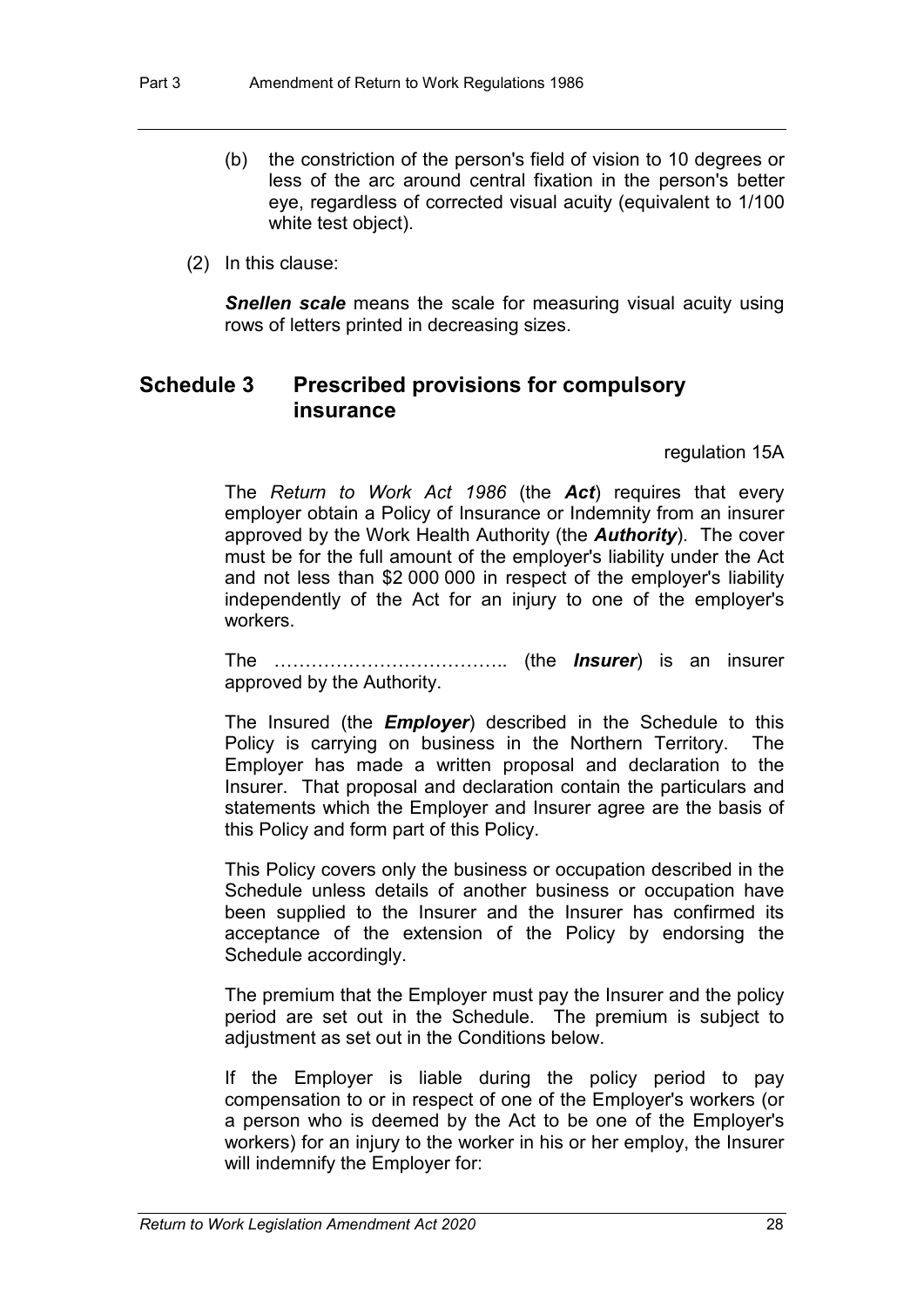(b) the constriction of the person's field of vision to 10 degrees or less of the arc around central fixation in the person's better eye, regardless of corrected visual acuity (equivalent to 1/100 white test object).

(2) In this clause:

***Snellen scale*** means the scale for measuring visual acuity using rows of letters printed in decreasing sizes.

## Schedule 3 Prescribed provisions for compulsory insurance

regulation 15A

The *Return to Work Act 1986* (the ***Act***) requires that every employer obtain a Policy of Insurance or Indemnity from an insurer approved by the Work Health Authority (the ***Authority***). The cover must be for the full amount of the employer's liability under the Act and not less than \$2 000 000 in respect of the employer's liability independently of the Act for an injury to one of the employer's workers.

The ……………………………….. (the ***Insurer***) is an insurer approved by the Authority.

The Insured (the ***Employer***) described in the Schedule to this Policy is carrying on business in the Northern Territory. The Employer has made a written proposal and declaration to the Insurer. That proposal and declaration contain the particulars and statements which the Employer and Insurer agree are the basis of this Policy and form part of this Policy.

This Policy covers only the business or occupation described in the Schedule unless details of another business or occupation have been supplied to the Insurer and the Insurer has confirmed its acceptance of the extension of the Policy by endorsing the Schedule accordingly.

The premium that the Employer must pay the Insurer and the policy period are set out in the Schedule. The premium is subject to adjustment as set out in the Conditions below.

If the Employer is liable during the policy period to pay compensation to or in respect of one of the Employer's workers (or a person who is deemed by the Act to be one of the Employer's workers) for an injury to the worker in his or her employ, the Insurer will indemnify the Employer for: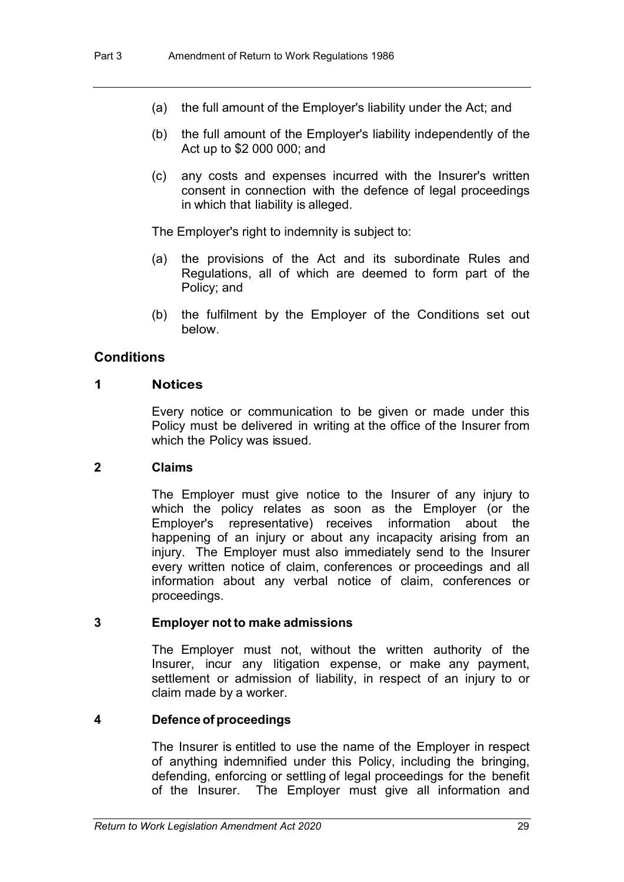(a) the full amount of the Employer's liability under the Act; and

(b) the full amount of the Employer's liability independently of the Act up to $2 000 000; and

(c) any costs and expenses incurred with the Insurer's written consent in connection with the defence of legal proceedings in which that liability is alleged.

The Employer's right to indemnity is subject to:

(a) the provisions of the Act and its subordinate Rules and Regulations, all of which are deemed to form part of the Policy; and

(b) the fulfilment by the Employer of the Conditions set out below.

## Conditions

### 1 Notices

Every notice or communication to be given or made under this Policy must be delivered in writing at the office of the Insurer from which the Policy was issued.

### 2 Claims

The Employer must give notice to the Insurer of any injury to which the policy relates as soon as the Employer (or the Employer's representative) receives information about the happening of an injury or about any incapacity arising from an injury. The Employer must also immediately send to the Insurer every written notice of claim, conferences or proceedings and all information about any verbal notice of claim, conferences or proceedings.

### 3 Employer not to make admissions

The Employer must not, without the written authority of the Insurer, incur any litigation expense, or make any payment, settlement or admission of liability, in respect of an injury to or claim made by a worker.

### 4 Defence of proceedings

The Insurer is entitled to use the name of the Employer in respect of anything indemnified under this Policy, including the bringing, defending, enforcing or settling of legal proceedings for the benefit of the Insurer. The Employer must give all information and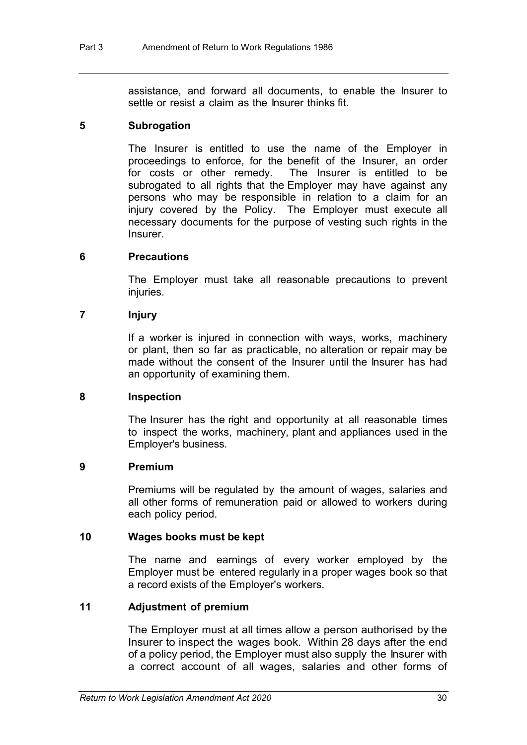assistance, and forward all documents, to enable the Insurer to settle or resist a claim as the Insurer thinks fit.

### 5 Subrogation

The Insurer is entitled to use the name of the Employer in proceedings to enforce, for the benefit of the Insurer, an order for costs or other remedy. The Insurer is entitled to be subrogated to all rights that the Employer may have against any persons who may be responsible in relation to a claim for an injury covered by the Policy. The Employer must execute all necessary documents for the purpose of vesting such rights in the Insurer.

### 6 Precautions

The Employer must take all reasonable precautions to prevent injuries.

### 7 Injury

If a worker is injured in connection with ways, works, machinery or plant, then so far as practicable, no alteration or repair may be made without the consent of the Insurer until the Insurer has had an opportunity of examining them.

### 8 Inspection

The Insurer has the right and opportunity at all reasonable times to inspect the works, machinery, plant and appliances used in the Employer's business.

### 9 Premium

Premiums will be regulated by the amount of wages, salaries and all other forms of remuneration paid or allowed to workers during each policy period.

### 10 Wages books must be kept

The name and earnings of every worker employed by the Employer must be entered regularly in a proper wages book so that a record exists of the Employer's workers.

### 11 Adjustment of premium

The Employer must at all times allow a person authorised by the Insurer to inspect the wages book. Within 28 days after the end of a policy period, the Employer must also supply the Insurer with a correct account of all wages, salaries and other forms of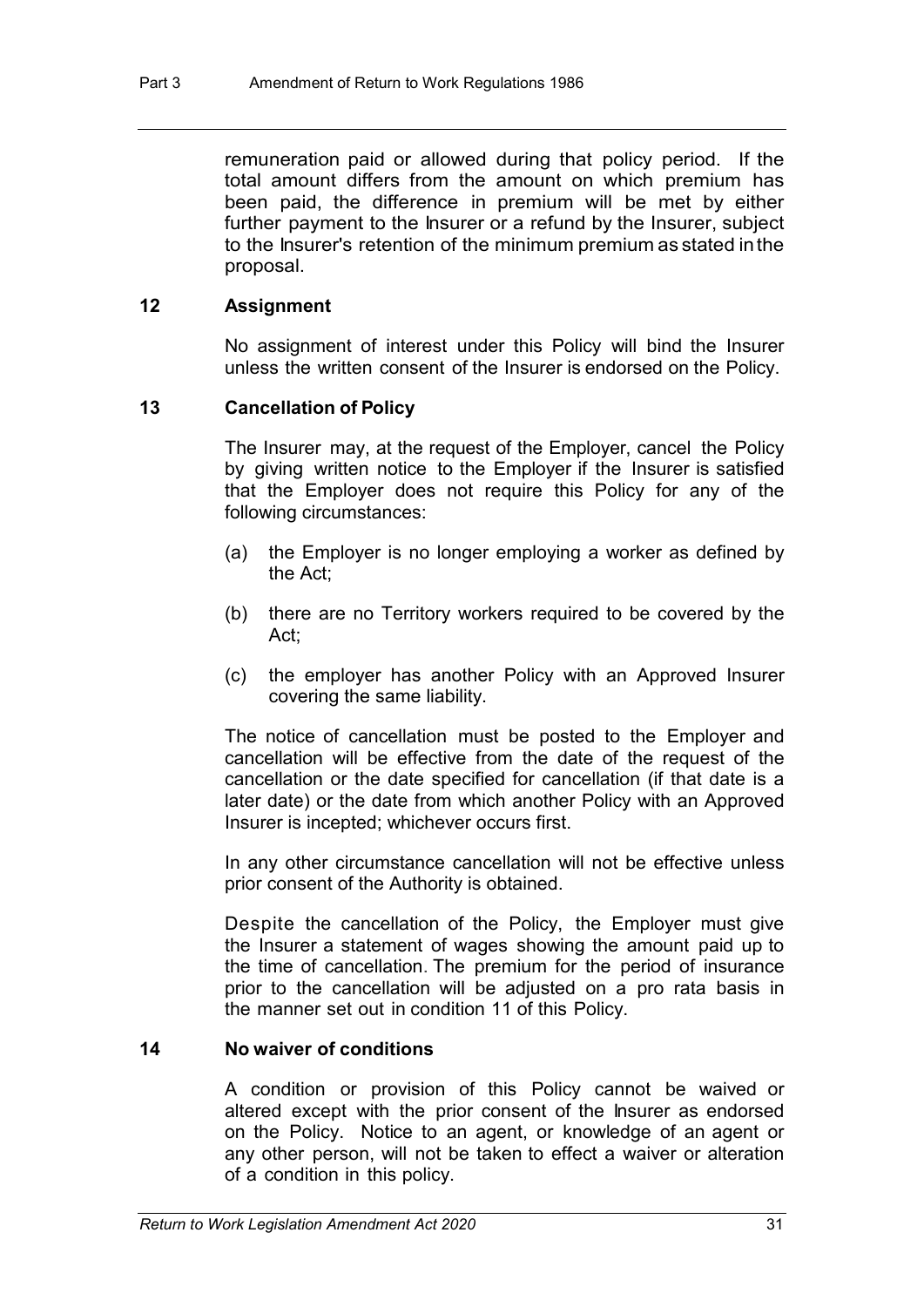remuneration paid or allowed during that policy period. If the total amount differs from the amount on which premium has been paid, the difference in premium will be met by either further payment to the Insurer or a refund by the Insurer, subject to the Insurer's retention of the minimum premium as stated in the proposal.

### 12 Assignment

No assignment of interest under this Policy will bind the Insurer unless the written consent of the Insurer is endorsed on the Policy.

### 13 Cancellation of Policy

The Insurer may, at the request of the Employer, cancel the Policy by giving written notice to the Employer if the Insurer is satisfied that the Employer does not require this Policy for any of the following circumstances:

(a) the Employer is no longer employing a worker as defined by the Act;

(b) there are no Territory workers required to be covered by the Act;

(c) the employer has another Policy with an Approved Insurer covering the same liability.

The notice of cancellation must be posted to the Employer and cancellation will be effective from the date of the request of the cancellation or the date specified for cancellation (if that date is a later date) or the date from which another Policy with an Approved Insurer is incepted; whichever occurs first.

In any other circumstance cancellation will not be effective unless prior consent of the Authority is obtained.

Despite the cancellation of the Policy, the Employer must give the Insurer a statement of wages showing the amount paid up to the time of cancellation. The premium for the period of insurance prior to the cancellation will be adjusted on a pro rata basis in the manner set out in condition 11 of this Policy.

### 14 No waiver of conditions

A condition or provision of this Policy cannot be waived or altered except with the prior consent of the Insurer as endorsed on the Policy. Notice to an agent, or knowledge of an agent or any other person, will not be taken to effect a waiver or alteration of a condition in this policy.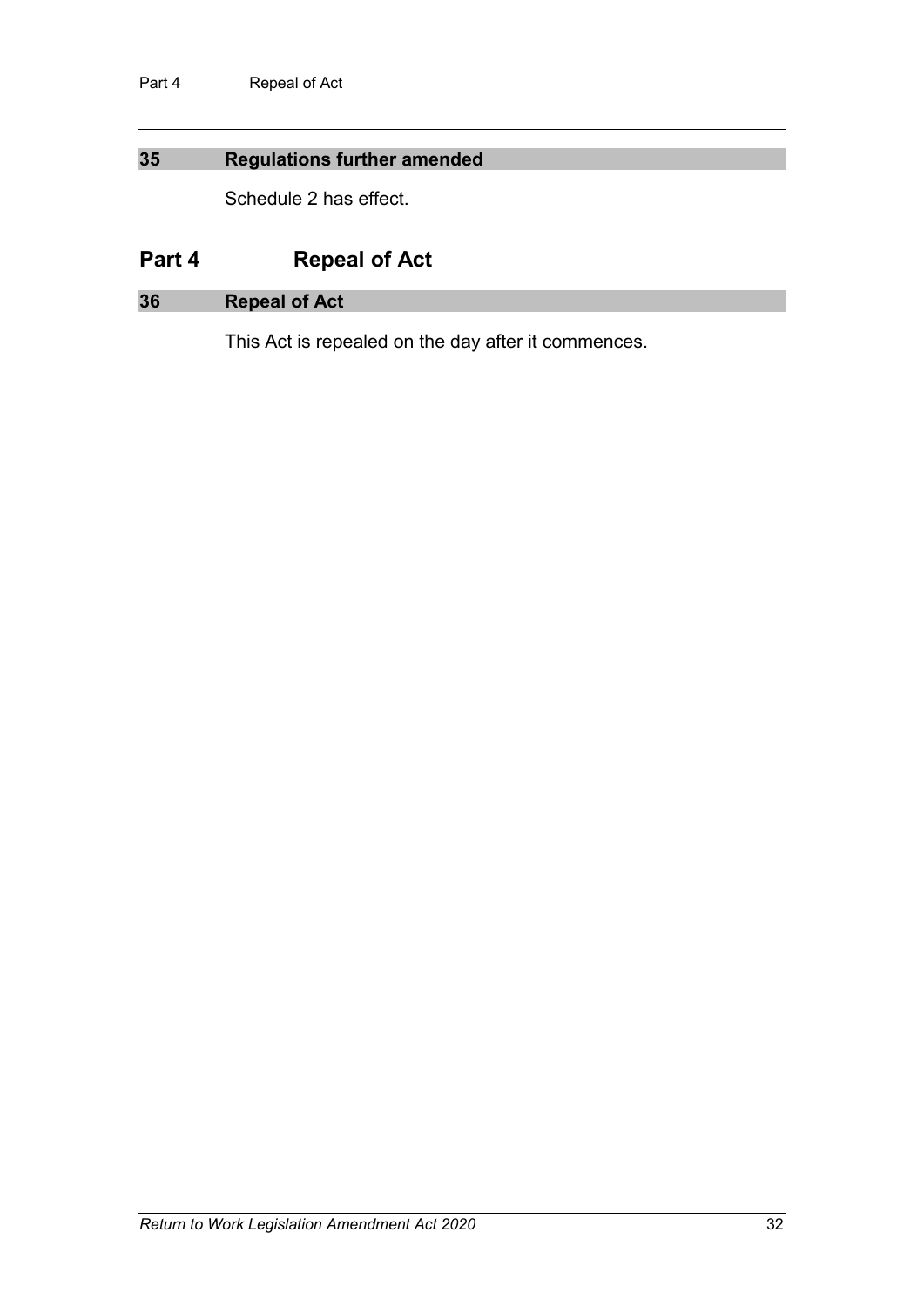### 35 Regulations further amended

Schedule 2 has effect.

## Part 4 Repeal of Act

### 36 Repeal of Act

This Act is repealed on the day after it commences.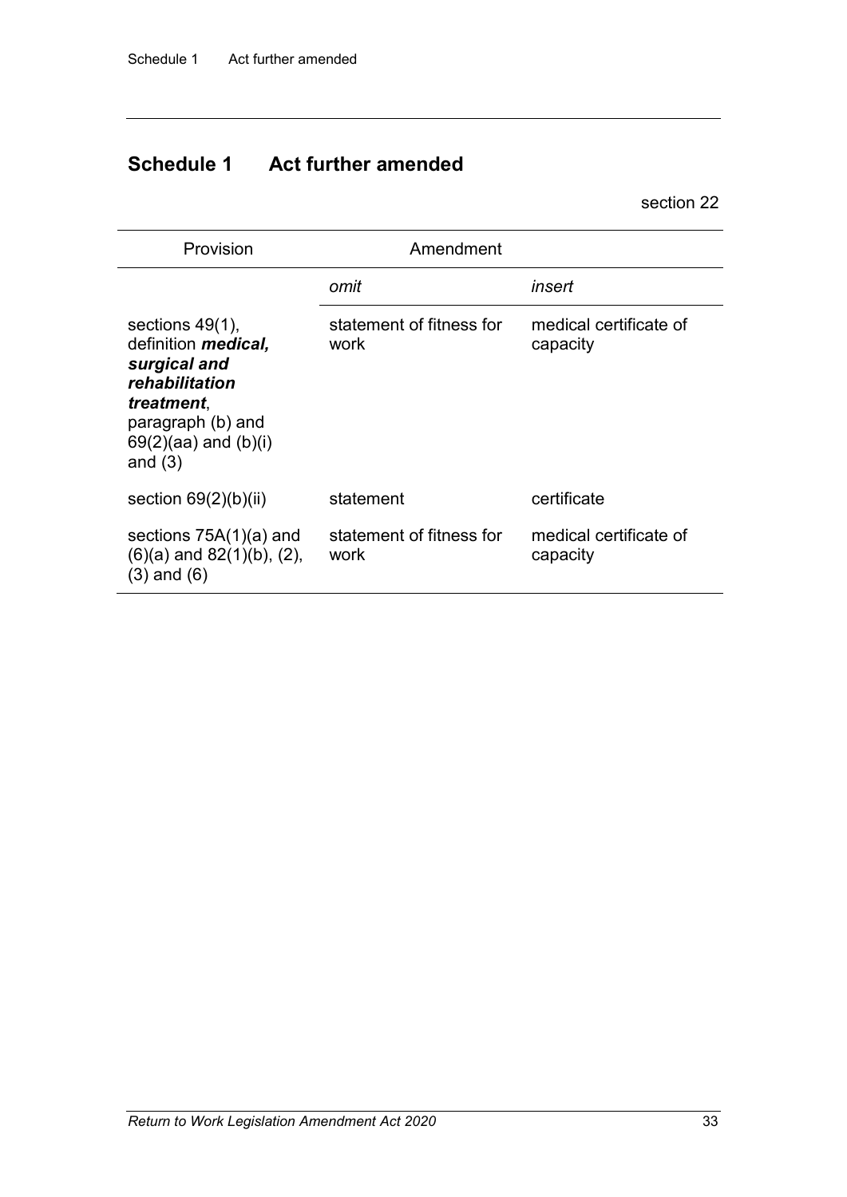## Schedule 1 Act further amended

section 22

| Provision | Amendment | |
|---|---|---|
| | *omit* | *insert* |
| sections 49(1), definition ***medical, surgical and rehabilitation treatment***, paragraph (b) and 69(2)(aa) and (b)(i) and (3) | statement of fitness for work | medical certificate of capacity |
| section 69(2)(b)(ii) | statement | certificate |
| sections 75A(1)(a) and (6)(a) and 82(1)(b), (2), (3) and (6) | statement of fitness for work | medical certificate of capacity |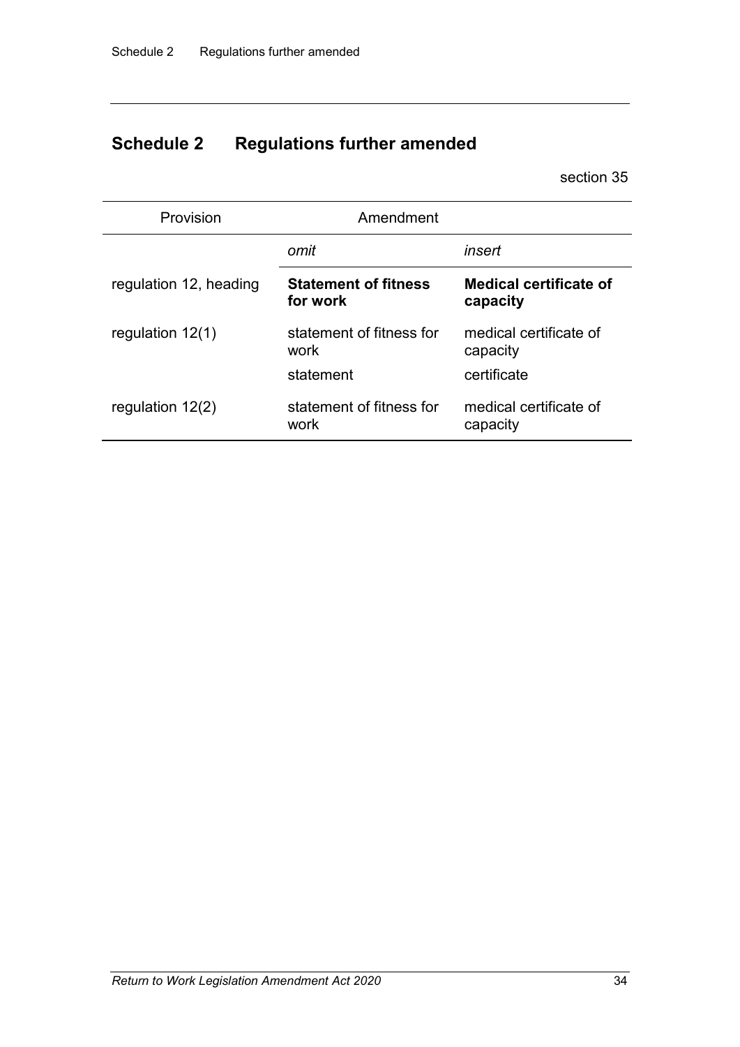## Schedule 2 Regulations further amended

section 35

| Provision | Amendment | |
|---|---|---|
| | *omit* | *insert* |
| regulation 12, heading | **Statement of fitness for work** | **Medical certificate of capacity** |
| regulation 12(1) | statement of fitness for work | medical certificate of capacity |
| | statement | certificate |
| regulation 12(2) | statement of fitness for work | medical certificate of capacity |